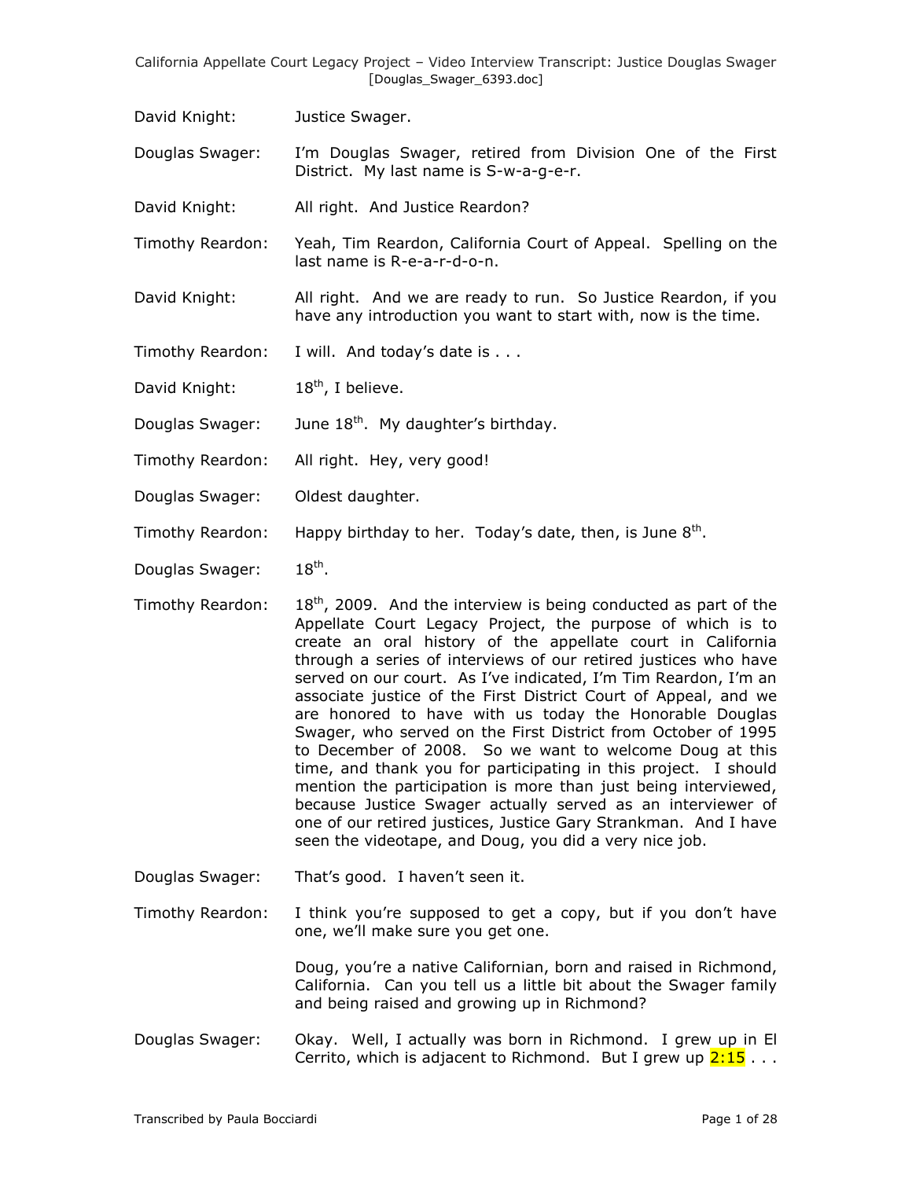David Knight: Justice Swager.

Douglas Swager: I'm Douglas Swager, retired from Division One of the First District. My last name is S-w-a-g-e-r.

David Knight: All right. And Justice Reardon?

Timothy Reardon: Yeah, Tim Reardon, California Court of Appeal. Spelling on the last name is R-e-a-r-d-o-n.

David Knight: All right. And we are ready to run. So Justice Reardon, if you have any introduction you want to start with, now is the time.

Timothy Reardon: I will. And today's date is . . .

David Knight: 18th, I believe.

Douglas Swager: June 18th. My daughter's birthday.

Timothy Reardon: All right. Hey, very good!

Douglas Swager: Oldest daughter.

Timothy Reardon: Happy birthday to her. Today's date, then, is June 8th.

Douglas Swager: 18th.

Timothy Reardon: 18th, 2009. And the interview is being conducted as part of the Appellate Court Legacy Project, the purpose of which is to create an oral history of the appellate court in California through a series of interviews of our retired justices who have served on our court. As I've indicated, I'm Tim Reardon, I'm an associate justice of the First District Court of Appeal, and we are honored to have with us today the Honorable Douglas Swager, who served on the First District from October of 1995 to December of 2008. So we want to welcome Doug at this time, and thank you for participating in this project. I should mention the participation is more than just being interviewed, because Justice Swager actually served as an interviewer of one of our retired justices, Justice Gary Strankman. And I have seen the videotape, and Doug, you did a very nice job.

Douglas Swager: That's good. I haven't seen it.

Timothy Reardon: I think you're supposed to get a copy, but if you don't have one, we'll make sure you get one.

Doug, you're a native Californian, born and raised in Richmond, California. Can you tell us a little bit about the Swager family and being raised and growing up in Richmond?

Douglas Swager: Okay. Well, I actually was born in Richmond. I grew up in El Cerrito, which is adjacent to Richmond. But I grew up 2:15 . . .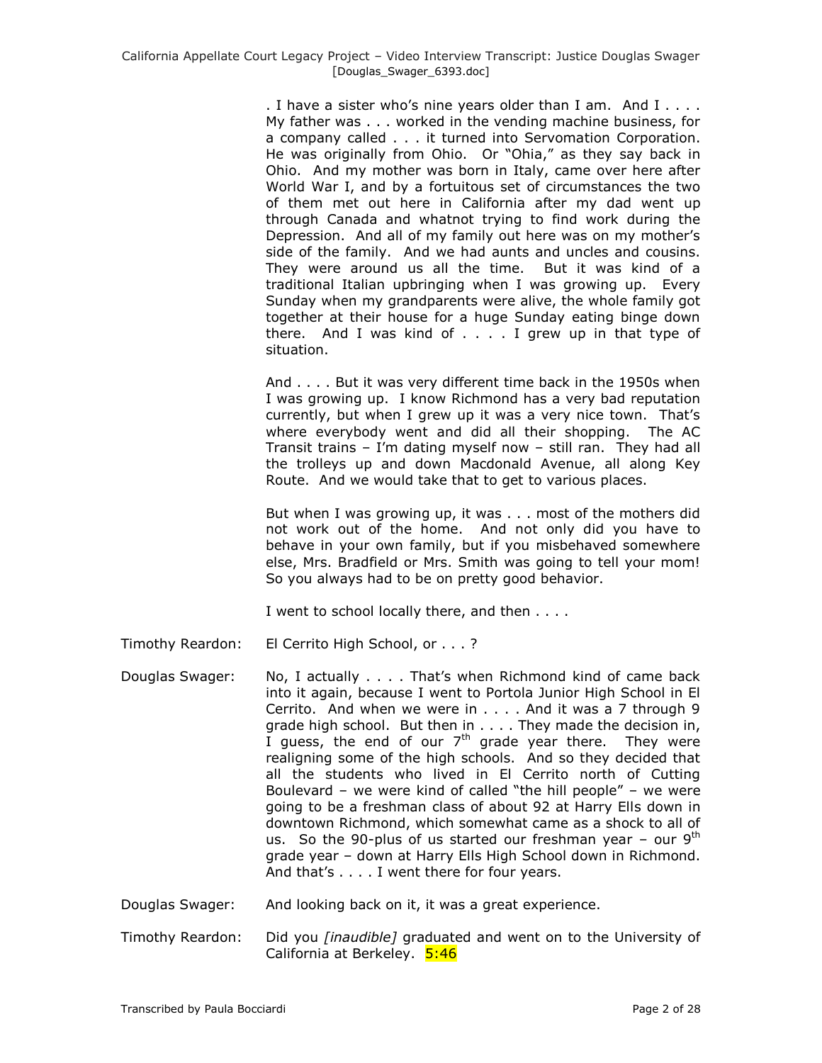. I have a sister who's nine years older than I am. And I . . . . My father was . . . worked in the vending machine business, for a company called . . . it turned into Servomation Corporation. He was originally from Ohio. Or "Ohia," as they say back in Ohio. And my mother was born in Italy, came over here after World War I, and by a fortuitous set of circumstances the two of them met out here in California after my dad went up through Canada and whatnot trying to find work during the Depression. And all of my family out here was on my mother's side of the family. And we had aunts and uncles and cousins. They were around us all the time. But it was kind of a traditional Italian upbringing when I was growing up. Every Sunday when my grandparents were alive, the whole family got together at their house for a huge Sunday eating binge down there. And I was kind of . . . . I grew up in that type of situation.

And . . . . But it was very different time back in the 1950s when I was growing up. I know Richmond has a very bad reputation currently, but when I grew up it was a very nice town. That's where everybody went and did all their shopping. The AC Transit trains – I'm dating myself now – still ran. They had all the trolleys up and down Macdonald Avenue, all along Key Route. And we would take that to get to various places.

But when I was growing up, it was . . . most of the mothers did not work out of the home. And not only did you have to behave in your own family, but if you misbehaved somewhere else, Mrs. Bradfield or Mrs. Smith was going to tell your mom! So you always had to be on pretty good behavior.

I went to school locally there, and then . . . .

Timothy Reardon: El Cerrito High School, or . . . ?

Douglas Swager: No, I actually . . . . That's when Richmond kind of came back into it again, because I went to Portola Junior High School in El Cerrito. And when we were in . . . . And it was a 7 through 9 grade high school. But then in . . . . They made the decision in, I guess, the end of our 7th grade year there. They were realigning some of the high schools. And so they decided that all the students who lived in El Cerrito north of Cutting Boulevard – we were kind of called "the hill people" – we were going to be a freshman class of about 92 at Harry Ells down in downtown Richmond, which somewhat came as a shock to all of us. So the 90-plus of us started our freshman year – our 9th grade year – down at Harry Ells High School down in Richmond. And that's . . . . I went there for four years.

Douglas Swager: And looking back on it, it was a great experience.

Timothy Reardon: Did you *[inaudible]* graduated and went on to the University of California at Berkeley. 5:46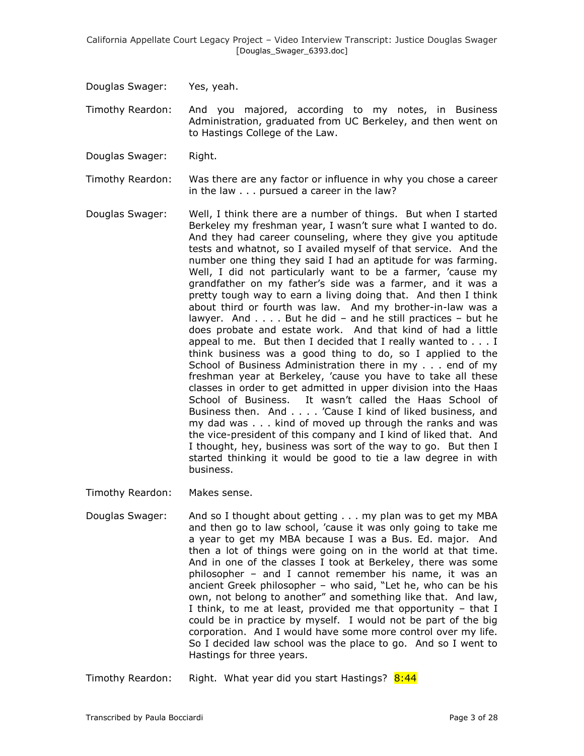Douglas Swager: Yes, yeah.

Timothy Reardon: And you majored, according to my notes, in Business Administration, graduated from UC Berkeley, and then went on to Hastings College of the Law.

Douglas Swager: Right.

Timothy Reardon: Was there are any factor or influence in why you chose a career in the law . . . pursued a career in the law?

Douglas Swager: Well, I think there are a number of things. But when I started Berkeley my freshman year, I wasn't sure what I wanted to do. And they had career counseling, where they give you aptitude tests and whatnot, so I availed myself of that service. And the number one thing they said I had an aptitude for was farming. Well, I did not particularly want to be a farmer, 'cause my grandfather on my father's side was a farmer, and it was a pretty tough way to earn a living doing that. And then I think about third or fourth was law. And my brother-in-law was a lawyer. And . . . . But he did – and he still practices – but he does probate and estate work. And that kind of had a little appeal to me. But then I decided that I really wanted to . . . I think business was a good thing to do, so I applied to the School of Business Administration there in my . . . end of my freshman year at Berkeley, 'cause you have to take all these classes in order to get admitted in upper division into the Haas School of Business. It wasn't called the Haas School of Business then. And . . . . 'Cause I kind of liked business, and my dad was . . . kind of moved up through the ranks and was the vice-president of this company and I kind of liked that. And I thought, hey, business was sort of the way to go. But then I started thinking it would be good to tie a law degree in with business.

Timothy Reardon: Makes sense.

Douglas Swager: And so I thought about getting . . . my plan was to get my MBA and then go to law school, 'cause it was only going to take me a year to get my MBA because I was a Bus. Ed. major. And then a lot of things were going on in the world at that time. And in one of the classes I took at Berkeley, there was some philosopher – and I cannot remember his name, it was an ancient Greek philosopher – who said, "Let he, who can be his own, not belong to another" and something like that. And law, I think, to me at least, provided me that opportunity – that I could be in practice by myself. I would not be part of the big corporation. And I would have some more control over my life. So I decided law school was the place to go. And so I went to Hastings for three years.

Timothy Reardon: Right. What year did you start Hastings? 8:44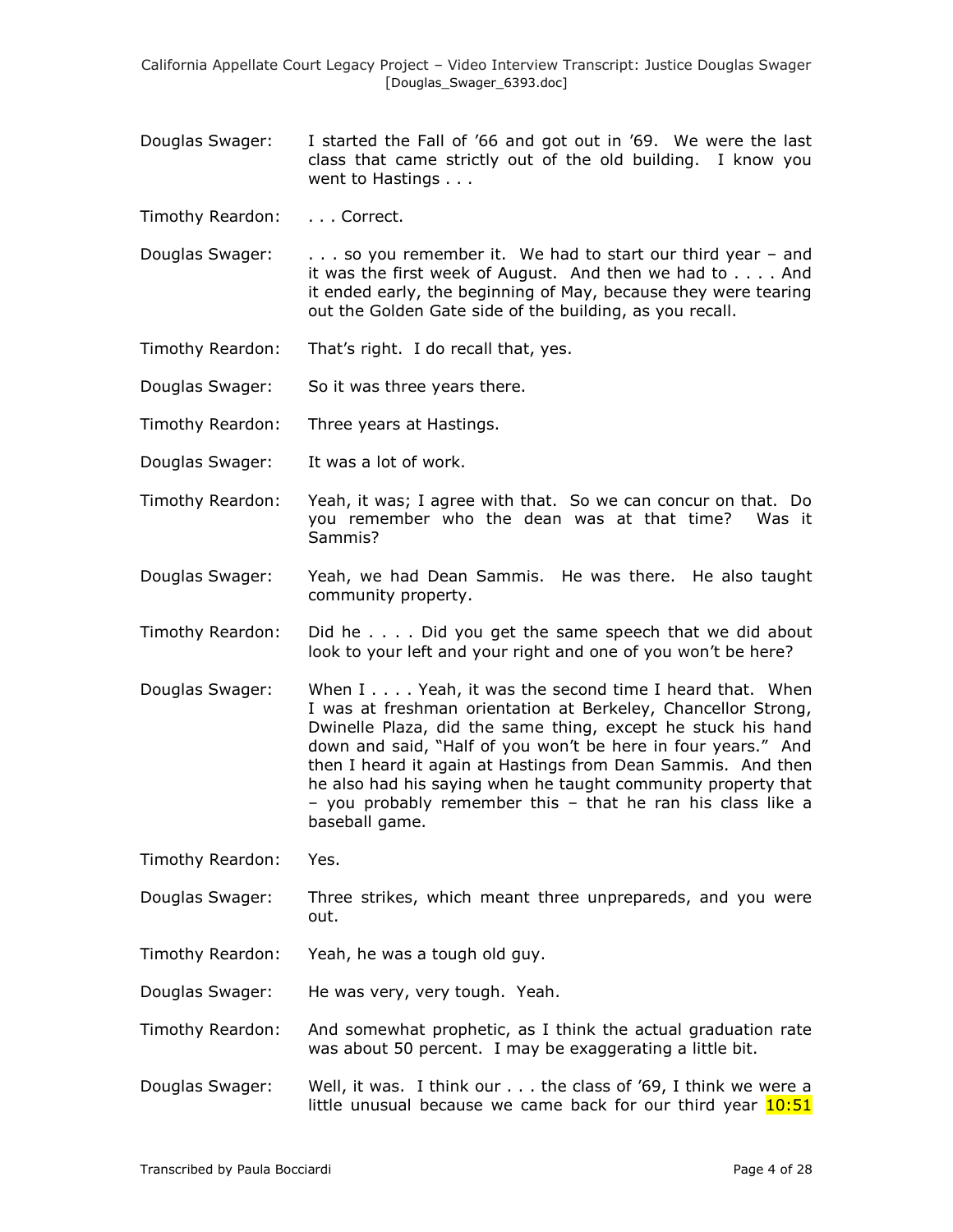Douglas Swager: I started the Fall of '66 and got out in '69. We were the last class that came strictly out of the old building. I know you went to Hastings . . .

Timothy Reardon: . . . Correct.

Douglas Swager: . . . so you remember it. We had to start our third year – and it was the first week of August. And then we had to . . . . And it ended early, the beginning of May, because they were tearing out the Golden Gate side of the building, as you recall.

Timothy Reardon: That's right. I do recall that, yes.

Douglas Swager: So it was three years there.

Timothy Reardon: Three years at Hastings.

Douglas Swager: It was a lot of work.

Timothy Reardon: Yeah, it was; I agree with that. So we can concur on that. Do you remember who the dean was at that time? Was it Sammis?

Douglas Swager: Yeah, we had Dean Sammis. He was there. He also taught community property.

Timothy Reardon: Did he . . . . Did you get the same speech that we did about look to your left and your right and one of you won't be here?

Douglas Swager: When I . . . . Yeah, it was the second time I heard that. When I was at freshman orientation at Berkeley, Chancellor Strong, Dwinelle Plaza, did the same thing, except he stuck his hand down and said, "Half of you won't be here in four years." And then I heard it again at Hastings from Dean Sammis. And then he also had his saying when he taught community property that – you probably remember this – that he ran his class like a baseball game.

Timothy Reardon: Yes.

Douglas Swager: Three strikes, which meant three unprepareds, and you were out.

Timothy Reardon: Yeah, he was a tough old guy.

Douglas Swager: He was very, very tough. Yeah.

Timothy Reardon: And somewhat prophetic, as I think the actual graduation rate was about 50 percent. I may be exaggerating a little bit.

Douglas Swager: Well, it was. I think our . . . the class of '69, I think we were a little unusual because we came back for our third year 10:51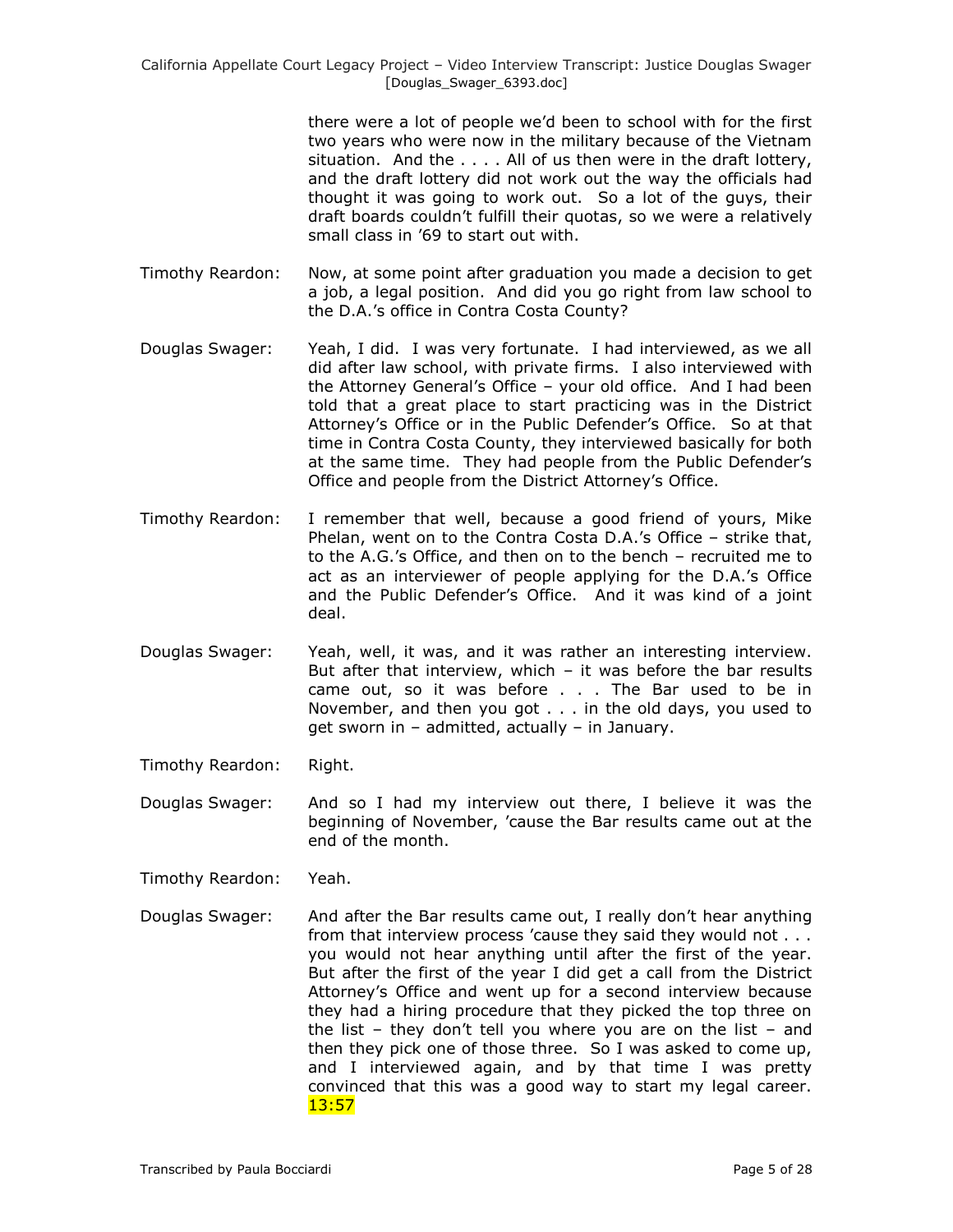there were a lot of people we'd been to school with for the first two years who were now in the military because of the Vietnam situation. And the . . . . All of us then were in the draft lottery, and the draft lottery did not work out the way the officials had thought it was going to work out. So a lot of the guys, their draft boards couldn't fulfill their quotas, so we were a relatively small class in '69 to start out with.

Timothy Reardon: Now, at some point after graduation you made a decision to get a job, a legal position. And did you go right from law school to the D.A.'s office in Contra Costa County?

Douglas Swager: Yeah, I did. I was very fortunate. I had interviewed, as we all did after law school, with private firms. I also interviewed with the Attorney General's Office – your old office. And I had been told that a great place to start practicing was in the District Attorney's Office or in the Public Defender's Office. So at that time in Contra Costa County, they interviewed basically for both at the same time. They had people from the Public Defender's Office and people from the District Attorney's Office.

Timothy Reardon: I remember that well, because a good friend of yours, Mike Phelan, went on to the Contra Costa D.A.'s Office – strike that, to the A.G.'s Office, and then on to the bench – recruited me to act as an interviewer of people applying for the D.A.'s Office and the Public Defender's Office. And it was kind of a joint deal.

Douglas Swager: Yeah, well, it was, and it was rather an interesting interview. But after that interview, which – it was before the bar results came out, so it was before . . . The Bar used to be in November, and then you got . . . in the old days, you used to get sworn in – admitted, actually – in January.

Timothy Reardon: Right.

Douglas Swager: And so I had my interview out there, I believe it was the beginning of November, 'cause the Bar results came out at the end of the month.

Timothy Reardon: Yeah.

Douglas Swager: And after the Bar results came out, I really don't hear anything from that interview process 'cause they said they would not . . . you would not hear anything until after the first of the year. But after the first of the year I did get a call from the District Attorney's Office and went up for a second interview because they had a hiring procedure that they picked the top three on the list – they don't tell you where you are on the list – and then they pick one of those three. So I was asked to come up, and I interviewed again, and by that time I was pretty convinced that this was a good way to start my legal career. 13:57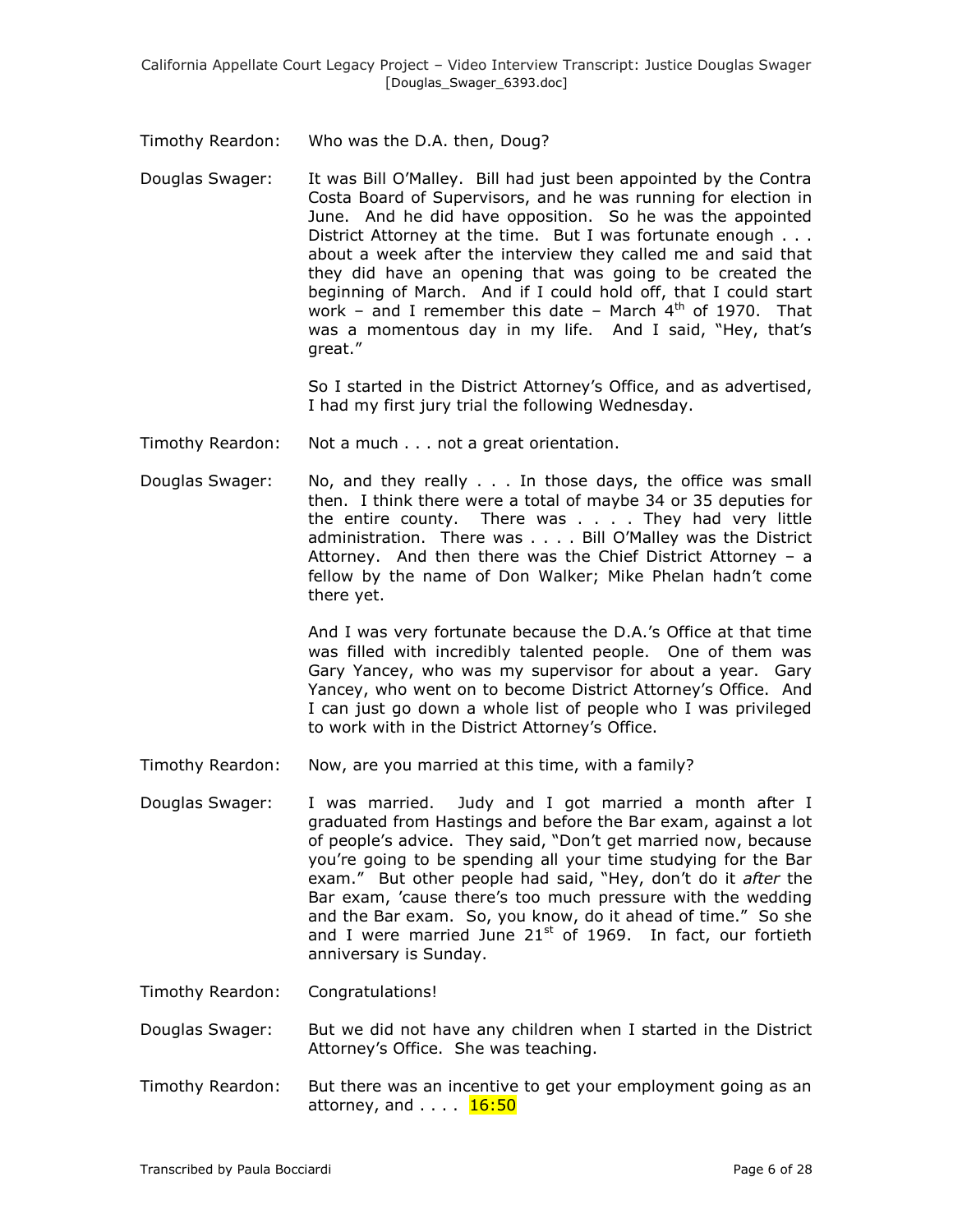Timothy Reardon: Who was the D.A. then, Doug?

Douglas Swager: It was Bill O'Malley. Bill had just been appointed by the Contra Costa Board of Supervisors, and he was running for election in June. And he did have opposition. So he was the appointed District Attorney at the time. But I was fortunate enough . . . about a week after the interview they called me and said that they did have an opening that was going to be created the beginning of March. And if I could hold off, that I could start work – and I remember this date – March 4th of 1970. That was a momentous day in my life. And I said, "Hey, that's great."

So I started in the District Attorney's Office, and as advertised, I had my first jury trial the following Wednesday.

Timothy Reardon: Not a much . . . not a great orientation.

Douglas Swager: No, and they really . . . In those days, the office was small then. I think there were a total of maybe 34 or 35 deputies for the entire county. There was . . . . They had very little administration. There was . . . . Bill O'Malley was the District Attorney. And then there was the Chief District Attorney – a fellow by the name of Don Walker; Mike Phelan hadn't come there yet.

And I was very fortunate because the D.A.'s Office at that time was filled with incredibly talented people. One of them was Gary Yancey, who was my supervisor for about a year. Gary Yancey, who went on to become District Attorney's Office. And I can just go down a whole list of people who I was privileged to work with in the District Attorney's Office.

Timothy Reardon: Now, are you married at this time, with a family?

Douglas Swager: I was married. Judy and I got married a month after I graduated from Hastings and before the Bar exam, against a lot of people's advice. They said, "Don't get married now, because you're going to be spending all your time studying for the Bar exam." But other people had said, "Hey, don't do it *after* the Bar exam, 'cause there's too much pressure with the wedding and the Bar exam. So, you know, do it ahead of time." So she and I were married June 21st of 1969. In fact, our fortieth anniversary is Sunday.

Timothy Reardon: Congratulations!

Douglas Swager: But we did not have any children when I started in the District Attorney's Office. She was teaching.

Timothy Reardon: But there was an incentive to get your employment going as an attorney, and . . . . 16:50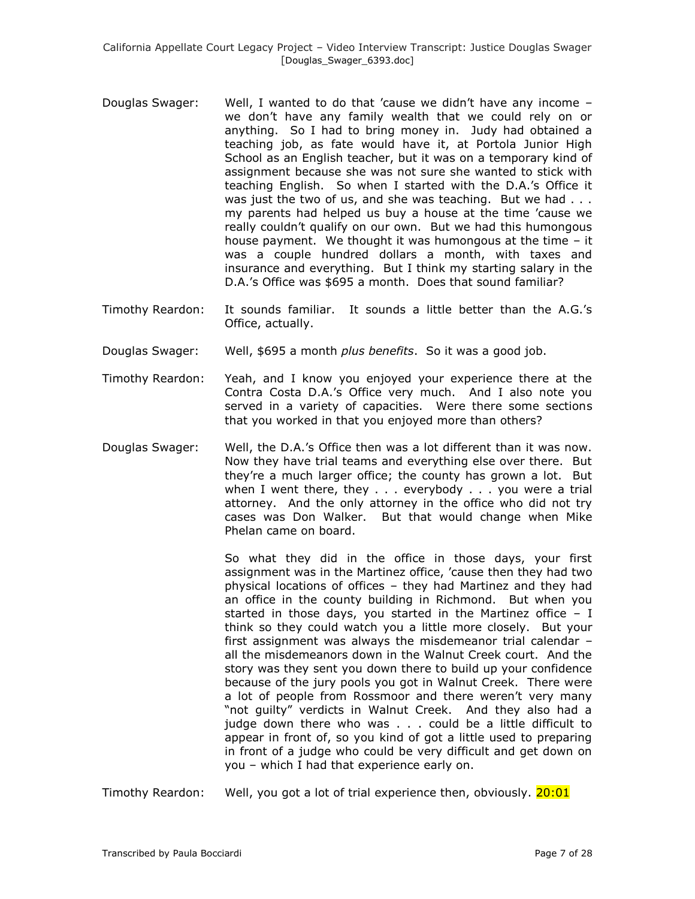Douglas Swager: Well, I wanted to do that 'cause we didn't have any income – we don't have any family wealth that we could rely on or anything. So I had to bring money in. Judy had obtained a teaching job, as fate would have it, at Portola Junior High School as an English teacher, but it was on a temporary kind of assignment because she was not sure she wanted to stick with teaching English. So when I started with the D.A.'s Office it was just the two of us, and she was teaching. But we had . . . my parents had helped us buy a house at the time 'cause we really couldn't qualify on our own. But we had this humongous house payment. We thought it was humongous at the time – it was a couple hundred dollars a month, with taxes and insurance and everything. But I think my starting salary in the D.A.'s Office was $695 a month. Does that sound familiar?

Timothy Reardon: It sounds familiar. It sounds a little better than the A.G.'s Office, actually.

Douglas Swager: Well, $695 a month *plus benefits*. So it was a good job.

Timothy Reardon: Yeah, and I know you enjoyed your experience there at the Contra Costa D.A.'s Office very much. And I also note you served in a variety of capacities. Were there some sections that you worked in that you enjoyed more than others?

Douglas Swager: Well, the D.A.'s Office then was a lot different than it was now. Now they have trial teams and everything else over there. But they're a much larger office; the county has grown a lot. But when I went there, they . . . everybody . . . you were a trial attorney. And the only attorney in the office who did not try cases was Don Walker. But that would change when Mike Phelan came on board.

So what they did in the office in those days, your first assignment was in the Martinez office, 'cause then they had two physical locations of offices – they had Martinez and they had an office in the county building in Richmond. But when you started in those days, you started in the Martinez office – I think so they could watch you a little more closely. But your first assignment was always the misdemeanor trial calendar – all the misdemeanors down in the Walnut Creek court. And the story was they sent you down there to build up your confidence because of the jury pools you got in Walnut Creek. There were a lot of people from Rossmoor and there weren't very many "not guilty" verdicts in Walnut Creek. And they also had a judge down there who was . . . could be a little difficult to appear in front of, so you kind of got a little used to preparing in front of a judge who could be very difficult and get down on you – which I had that experience early on.

Timothy Reardon: Well, you got a lot of trial experience then, obviously. 20:01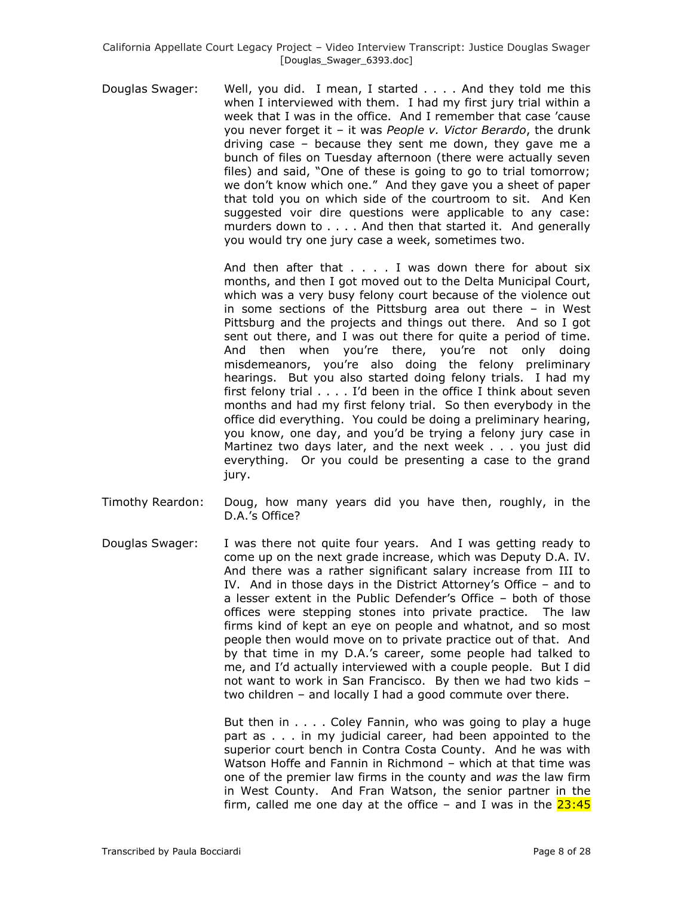Douglas Swager: Well, you did. I mean, I started . . . . And they told me this when I interviewed with them. I had my first jury trial within a week that I was in the office. And I remember that case 'cause you never forget it – it was *People v. Victor Berardo*, the drunk driving case – because they sent me down, they gave me a bunch of files on Tuesday afternoon (there were actually seven files) and said, "One of these is going to go to trial tomorrow; we don't know which one." And they gave you a sheet of paper that told you on which side of the courtroom to sit. And Ken suggested voir dire questions were applicable to any case: murders down to . . . . And then that started it. And generally you would try one jury case a week, sometimes two.

And then after that . . . . I was down there for about six months, and then I got moved out to the Delta Municipal Court, which was a very busy felony court because of the violence out in some sections of the Pittsburg area out there – in West Pittsburg and the projects and things out there. And so I got sent out there, and I was out there for quite a period of time. And then when you're there, you're not only doing misdemeanors, you're also doing the felony preliminary hearings. But you also started doing felony trials. I had my first felony trial . . . . I'd been in the office I think about seven months and had my first felony trial. So then everybody in the office did everything. You could be doing a preliminary hearing, you know, one day, and you'd be trying a felony jury case in Martinez two days later, and the next week . . . you just did everything. Or you could be presenting a case to the grand jury.

Timothy Reardon: Doug, how many years did you have then, roughly, in the D.A.'s Office?

Douglas Swager: I was there not quite four years. And I was getting ready to come up on the next grade increase, which was Deputy D.A. IV. And there was a rather significant salary increase from III to IV. And in those days in the District Attorney's Office – and to a lesser extent in the Public Defender's Office – both of those offices were stepping stones into private practice. The law firms kind of kept an eye on people and whatnot, and so most people then would move on to private practice out of that. And by that time in my D.A.'s career, some people had talked to me, and I'd actually interviewed with a couple people. But I did not want to work in San Francisco. By then we had two kids – two children – and locally I had a good commute over there.

But then in . . . . Coley Fannin, who was going to play a huge part as . . . in my judicial career, had been appointed to the superior court bench in Contra Costa County. And he was with Watson Hoffe and Fannin in Richmond – which at that time was one of the premier law firms in the county and *was* the law firm in West County. And Fran Watson, the senior partner in the firm, called me one day at the office – and I was in the 23:45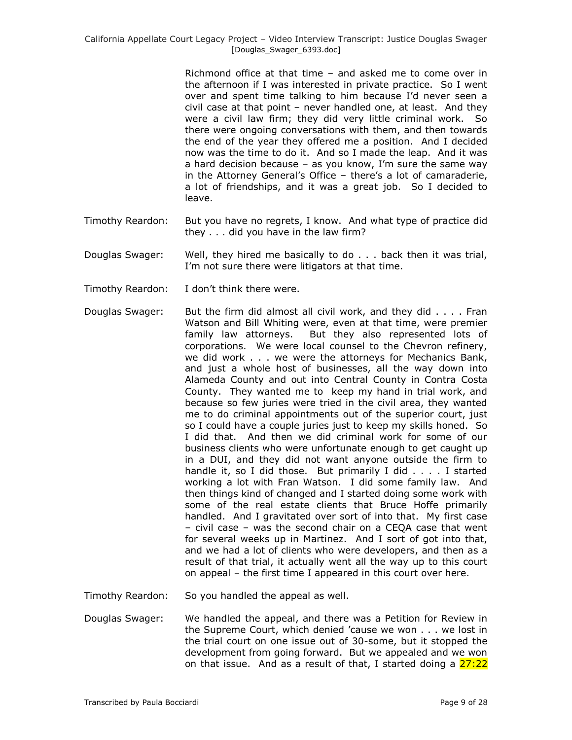Richmond office at that time – and asked me to come over in the afternoon if I was interested in private practice. So I went over and spent time talking to him because I'd never seen a civil case at that point – never handled one, at least. And they were a civil law firm; they did very little criminal work. So there were ongoing conversations with them, and then towards the end of the year they offered me a position. And I decided now was the time to do it. And so I made the leap. And it was a hard decision because – as you know, I'm sure the same way in the Attorney General's Office – there's a lot of camaraderie, a lot of friendships, and it was a great job. So I decided to leave.

Timothy Reardon: But you have no regrets, I know. And what type of practice did they . . . did you have in the law firm?

Douglas Swager: Well, they hired me basically to do . . . back then it was trial, I'm not sure there were litigators at that time.

Timothy Reardon: I don't think there were.

Douglas Swager: But the firm did almost all civil work, and they did . . . . Fran Watson and Bill Whiting were, even at that time, were premier family law attorneys. But they also represented lots of corporations. We were local counsel to the Chevron refinery, we did work . . . we were the attorneys for Mechanics Bank, and just a whole host of businesses, all the way down into Alameda County and out into Central County in Contra Costa County. They wanted me to keep my hand in trial work, and because so few juries were tried in the civil area, they wanted me to do criminal appointments out of the superior court, just so I could have a couple juries just to keep my skills honed. So I did that. And then we did criminal work for some of our business clients who were unfortunate enough to get caught up in a DUI, and they did not want anyone outside the firm to handle it, so I did those. But primarily I did . . . . I started working a lot with Fran Watson. I did some family law. And then things kind of changed and I started doing some work with some of the real estate clients that Bruce Hoffe primarily handled. And I gravitated over sort of into that. My first case – civil case – was the second chair on a CEQA case that went for several weeks up in Martinez. And I sort of got into that, and we had a lot of clients who were developers, and then as a result of that trial, it actually went all the way up to this court on appeal – the first time I appeared in this court over here.

Timothy Reardon: So you handled the appeal as well.

Douglas Swager: We handled the appeal, and there was a Petition for Review in the Supreme Court, which denied 'cause we won . . . we lost in the trial court on one issue out of 30-some, but it stopped the development from going forward. But we appealed and we won on that issue. And as a result of that, I started doing a 27:22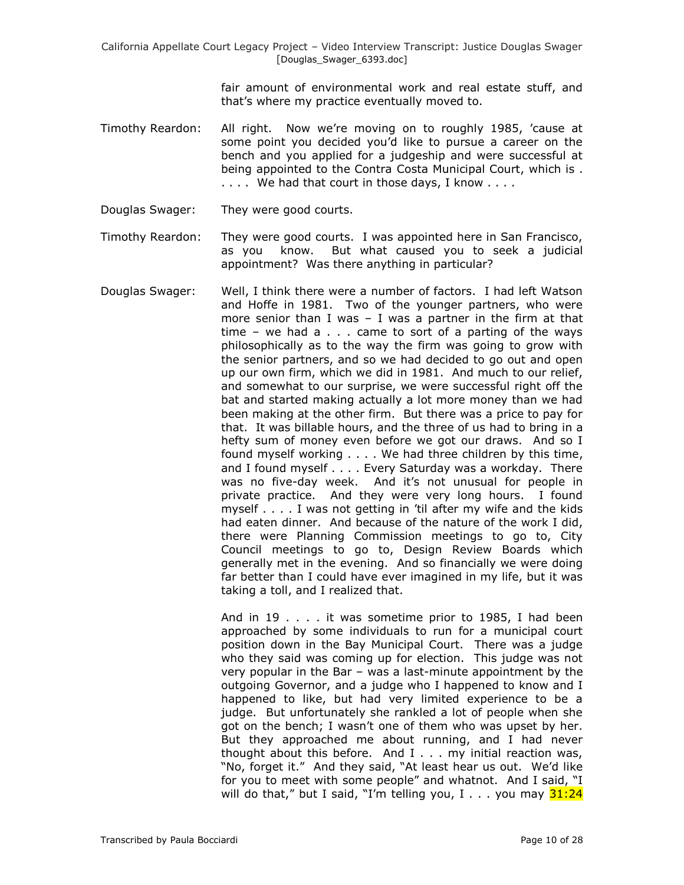fair amount of environmental work and real estate stuff, and that's where my practice eventually moved to.

Timothy Reardon: All right. Now we're moving on to roughly 1985, 'cause at some point you decided you'd like to pursue a career on the bench and you applied for a judgeship and were successful at being appointed to the Contra Costa Municipal Court, which is . . . . . We had that court in those days, I know . . . .

Douglas Swager: They were good courts.

Timothy Reardon: They were good courts. I was appointed here in San Francisco, as you know. But what caused you to seek a judicial appointment? Was there anything in particular?

Douglas Swager: Well, I think there were a number of factors. I had left Watson and Hoffe in 1981. Two of the younger partners, who were more senior than I was – I was a partner in the firm at that time – we had a . . . came to sort of a parting of the ways philosophically as to the way the firm was going to grow with the senior partners, and so we had decided to go out and open up our own firm, which we did in 1981. And much to our relief, and somewhat to our surprise, we were successful right off the bat and started making actually a lot more money than we had been making at the other firm. But there was a price to pay for that. It was billable hours, and the three of us had to bring in a hefty sum of money even before we got our draws. And so I found myself working . . . . We had three children by this time, and I found myself . . . . Every Saturday was a workday. There was no five-day week. And it's not unusual for people in private practice. And they were very long hours. I found myself . . . . I was not getting in 'til after my wife and the kids had eaten dinner. And because of the nature of the work I did, there were Planning Commission meetings to go to, City Council meetings to go to, Design Review Boards which generally met in the evening. And so financially we were doing far better than I could have ever imagined in my life, but it was taking a toll, and I realized that.

And in 19 . . . . it was sometime prior to 1985, I had been approached by some individuals to run for a municipal court position down in the Bay Municipal Court. There was a judge who they said was coming up for election. This judge was not very popular in the Bar – was a last-minute appointment by the outgoing Governor, and a judge who I happened to know and I happened to like, but had very limited experience to be a judge. But unfortunately she rankled a lot of people when she got on the bench; I wasn't one of them who was upset by her. But they approached me about running, and I had never thought about this before. And I . . . my initial reaction was, "No, forget it." And they said, "At least hear us out. We'd like for you to meet with some people" and whatnot. And I said, "I will do that," but I said, "I'm telling you, I . . . you may 31:24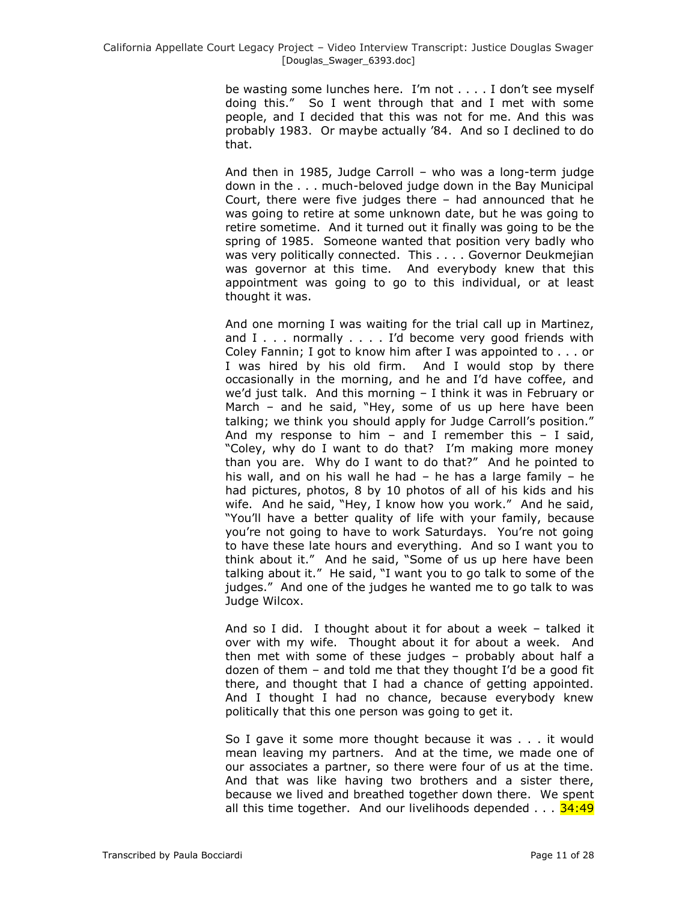be wasting some lunches here. I'm not . . . . I don't see myself doing this." So I went through that and I met with some people, and I decided that this was not for me. And this was probably 1983. Or maybe actually '84. And so I declined to do that.

And then in 1985, Judge Carroll – who was a long-term judge down in the . . . much-beloved judge down in the Bay Municipal Court, there were five judges there – had announced that he was going to retire at some unknown date, but he was going to retire sometime. And it turned out it finally was going to be the spring of 1985. Someone wanted that position very badly who was very politically connected. This . . . . Governor Deukmejian was governor at this time. And everybody knew that this appointment was going to go to this individual, or at least thought it was.

And one morning I was waiting for the trial call up in Martinez, and I . . . normally . . . . I'd become very good friends with Coley Fannin; I got to know him after I was appointed to . . . or I was hired by his old firm. And I would stop by there occasionally in the morning, and he and I'd have coffee, and we'd just talk. And this morning – I think it was in February or March – and he said, "Hey, some of us up here have been talking; we think you should apply for Judge Carroll's position." And my response to him – and I remember this – I said, "Coley, why do I want to do that? I'm making more money than you are. Why do I want to do that?" And he pointed to his wall, and on his wall he had – he has a large family – he had pictures, photos, 8 by 10 photos of all of his kids and his wife. And he said, "Hey, I know how you work." And he said, "You'll have a better quality of life with your family, because you're not going to have to work Saturdays. You're not going to have these late hours and everything. And so I want you to think about it." And he said, "Some of us up here have been talking about it." He said, "I want you to go talk to some of the judges." And one of the judges he wanted me to go talk to was Judge Wilcox.

And so I did. I thought about it for about a week – talked it over with my wife. Thought about it for about a week. And then met with some of these judges – probably about half a dozen of them – and told me that they thought I'd be a good fit there, and thought that I had a chance of getting appointed. And I thought I had no chance, because everybody knew politically that this one person was going to get it.

So I gave it some more thought because it was . . . it would mean leaving my partners. And at the time, we made one of our associates a partner, so there were four of us at the time. And that was like having two brothers and a sister there, because we lived and breathed together down there. We spent all this time together. And our livelihoods depended . . . 34:49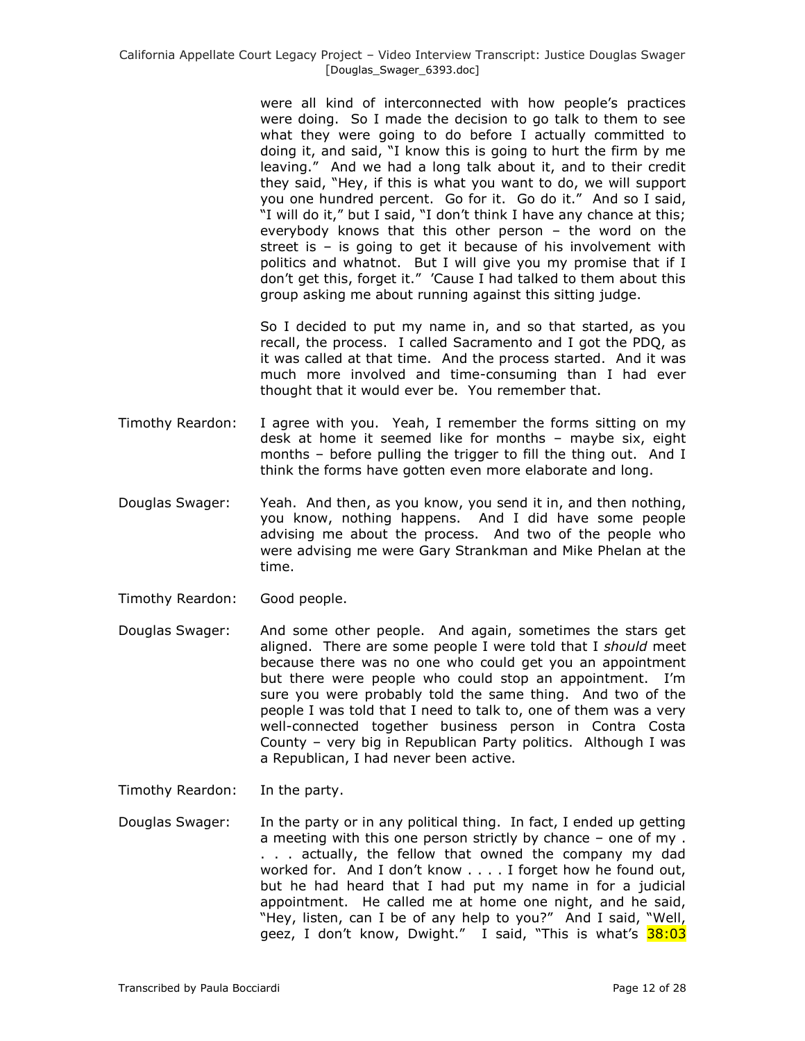were all kind of interconnected with how people's practices were doing. So I made the decision to go talk to them to see what they were going to do before I actually committed to doing it, and said, "I know this is going to hurt the firm by me leaving." And we had a long talk about it, and to their credit they said, "Hey, if this is what you want to do, we will support you one hundred percent. Go for it. Go do it." And so I said, "I will do it," but I said, "I don't think I have any chance at this; everybody knows that this other person – the word on the street is – is going to get it because of his involvement with politics and whatnot. But I will give you my promise that if I don't get this, forget it." 'Cause I had talked to them about this group asking me about running against this sitting judge.

So I decided to put my name in, and so that started, as you recall, the process. I called Sacramento and I got the PDQ, as it was called at that time. And the process started. And it was much more involved and time-consuming than I had ever thought that it would ever be. You remember that.

Timothy Reardon: I agree with you. Yeah, I remember the forms sitting on my desk at home it seemed like for months – maybe six, eight months – before pulling the trigger to fill the thing out. And I think the forms have gotten even more elaborate and long.

Douglas Swager: Yeah. And then, as you know, you send it in, and then nothing, you know, nothing happens. And I did have some people advising me about the process. And two of the people who were advising me were Gary Strankman and Mike Phelan at the time.

Timothy Reardon: Good people.

Douglas Swager: And some other people. And again, sometimes the stars get aligned. There are some people I were told that I *should* meet because there was no one who could get you an appointment but there were people who could stop an appointment. I'm sure you were probably told the same thing. And two of the people I was told that I need to talk to, one of them was a very well-connected together business person in Contra Costa County – very big in Republican Party politics. Although I was a Republican, I had never been active.

Timothy Reardon: In the party.

Douglas Swager: In the party or in any political thing. In fact, I ended up getting a meeting with this one person strictly by chance – one of my . . . . actually, the fellow that owned the company my dad worked for. And I don't know . . . . I forget how he found out, but he had heard that I had put my name in for a judicial appointment. He called me at home one night, and he said, "Hey, listen, can I be of any help to you?" And I said, "Well, geez, I don't know, Dwight." I said, "This is what's 38:03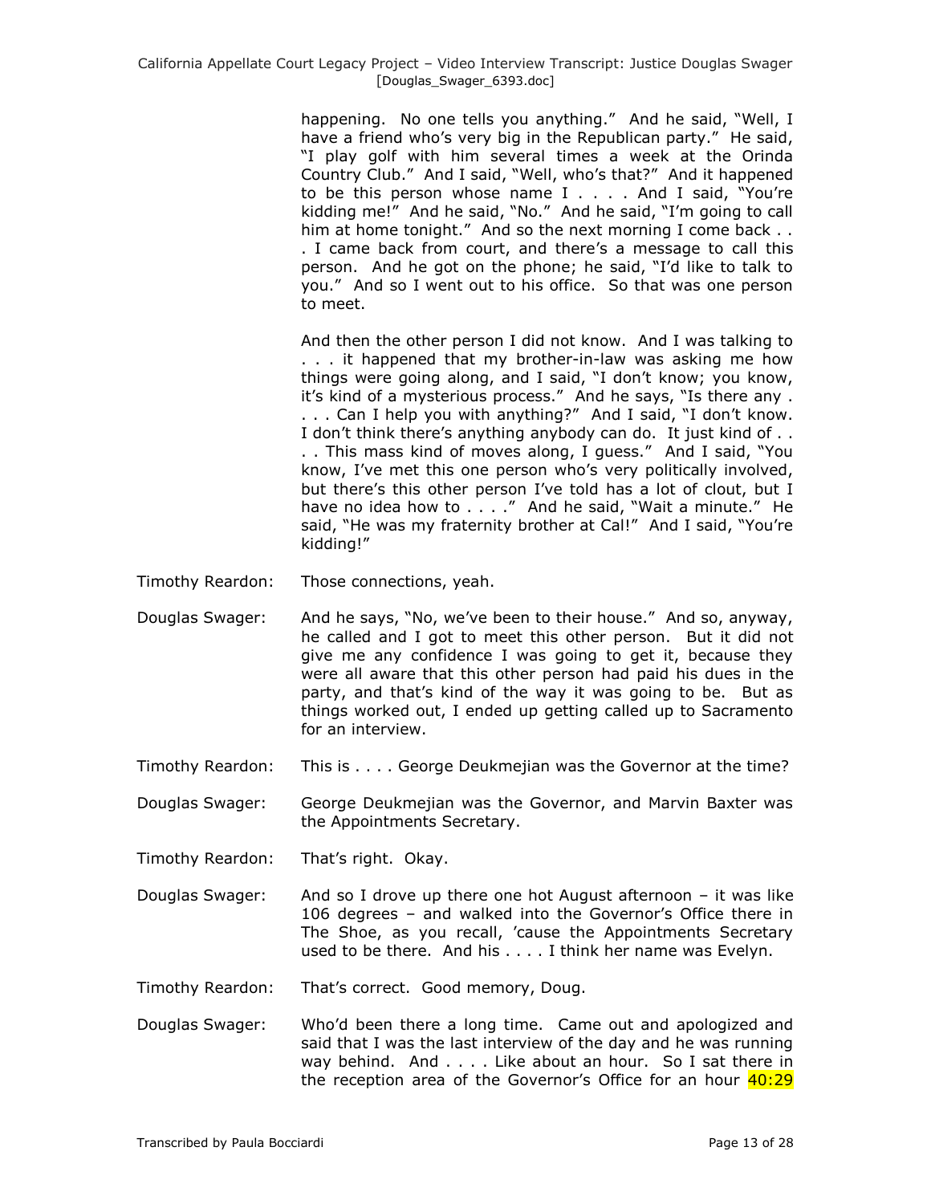happening. No one tells you anything." And he said, "Well, I have a friend who's very big in the Republican party." He said, "I play golf with him several times a week at the Orinda Country Club." And I said, "Well, who's that?" And it happened to be this person whose name I . . . . And I said, "You're kidding me!" And he said, "No." And he said, "I'm going to call him at home tonight." And so the next morning I come back . . . I came back from court, and there's a message to call this person. And he got on the phone; he said, "I'd like to talk to you." And so I went out to his office. So that was one person to meet.

And then the other person I did not know. And I was talking to . . . it happened that my brother-in-law was asking me how things were going along, and I said, "I don't know; you know, it's kind of a mysterious process." And he says, "Is there any . . . . Can I help you with anything?" And I said, "I don't know. I don't think there's anything anybody can do. It just kind of . . . This mass kind of moves along, I guess." And I said, "You know, I've met this one person who's very politically involved, but there's this other person I've told has a lot of clout, but I have no idea how to . . . ." And he said, "Wait a minute." He said, "He was my fraternity brother at Cal!" And I said, "You're kidding!"

Timothy Reardon: Those connections, yeah.

Douglas Swager: And he says, "No, we've been to their house." And so, anyway, he called and I got to meet this other person. But it did not give me any confidence I was going to get it, because they were all aware that this other person had paid his dues in the party, and that's kind of the way it was going to be. But as things worked out, I ended up getting called up to Sacramento for an interview.

Timothy Reardon: This is . . . . George Deukmejian was the Governor at the time?

Douglas Swager: George Deukmejian was the Governor, and Marvin Baxter was the Appointments Secretary.

Timothy Reardon: That's right. Okay.

Douglas Swager: And so I drove up there one hot August afternoon – it was like 106 degrees – and walked into the Governor's Office there in The Shoe, as you recall, 'cause the Appointments Secretary used to be there. And his . . . . I think her name was Evelyn.

Timothy Reardon: That's correct. Good memory, Doug.

Douglas Swager: Who'd been there a long time. Came out and apologized and said that I was the last interview of the day and he was running way behind. And . . . . Like about an hour. So I sat there in the reception area of the Governor's Office for an hour 40:29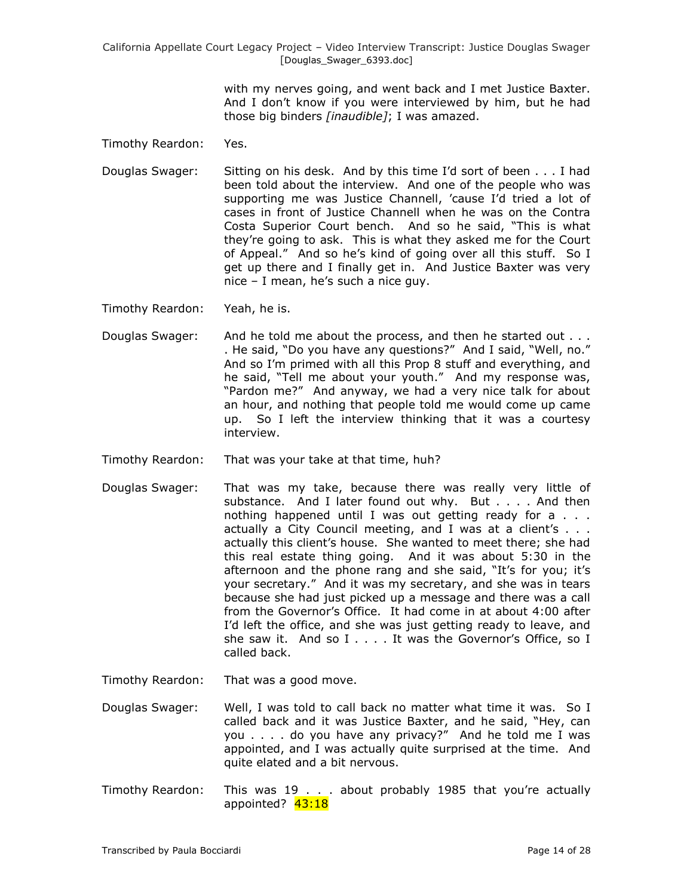with my nerves going, and went back and I met Justice Baxter. And I don't know if you were interviewed by him, but he had those big binders *[inaudible]*; I was amazed.

Timothy Reardon: Yes.

Douglas Swager: Sitting on his desk. And by this time I'd sort of been . . . I had been told about the interview. And one of the people who was supporting me was Justice Channell, 'cause I'd tried a lot of cases in front of Justice Channell when he was on the Contra Costa Superior Court bench. And so he said, "This is what they're going to ask. This is what they asked me for the Court of Appeal." And so he's kind of going over all this stuff. So I get up there and I finally get in. And Justice Baxter was very nice – I mean, he's such a nice guy.

Timothy Reardon: Yeah, he is.

Douglas Swager: And he told me about the process, and then he started out . . . . He said, "Do you have any questions?" And I said, "Well, no." And so I'm primed with all this Prop 8 stuff and everything, and he said, "Tell me about your youth." And my response was, "Pardon me?" And anyway, we had a very nice talk for about an hour, and nothing that people told me would come up came up. So I left the interview thinking that it was a courtesy interview.

Timothy Reardon: That was your take at that time, huh?

Douglas Swager: That was my take, because there was really very little of substance. And I later found out why. But . . . . And then nothing happened until I was out getting ready for a . . . actually a City Council meeting, and I was at a client's . . . actually this client's house. She wanted to meet there; she had this real estate thing going. And it was about 5:30 in the afternoon and the phone rang and she said, "It's for you; it's your secretary." And it was my secretary, and she was in tears because she had just picked up a message and there was a call from the Governor's Office. It had come in at about 4:00 after I'd left the office, and she was just getting ready to leave, and she saw it. And so I . . . . It was the Governor's Office, so I called back.

Timothy Reardon: That was a good move.

Douglas Swager: Well, I was told to call back no matter what time it was. So I called back and it was Justice Baxter, and he said, "Hey, can you . . . . do you have any privacy?" And he told me I was appointed, and I was actually quite surprised at the time. And quite elated and a bit nervous.

Timothy Reardon: This was 19 . . . about probably 1985 that you're actually appointed? 43:18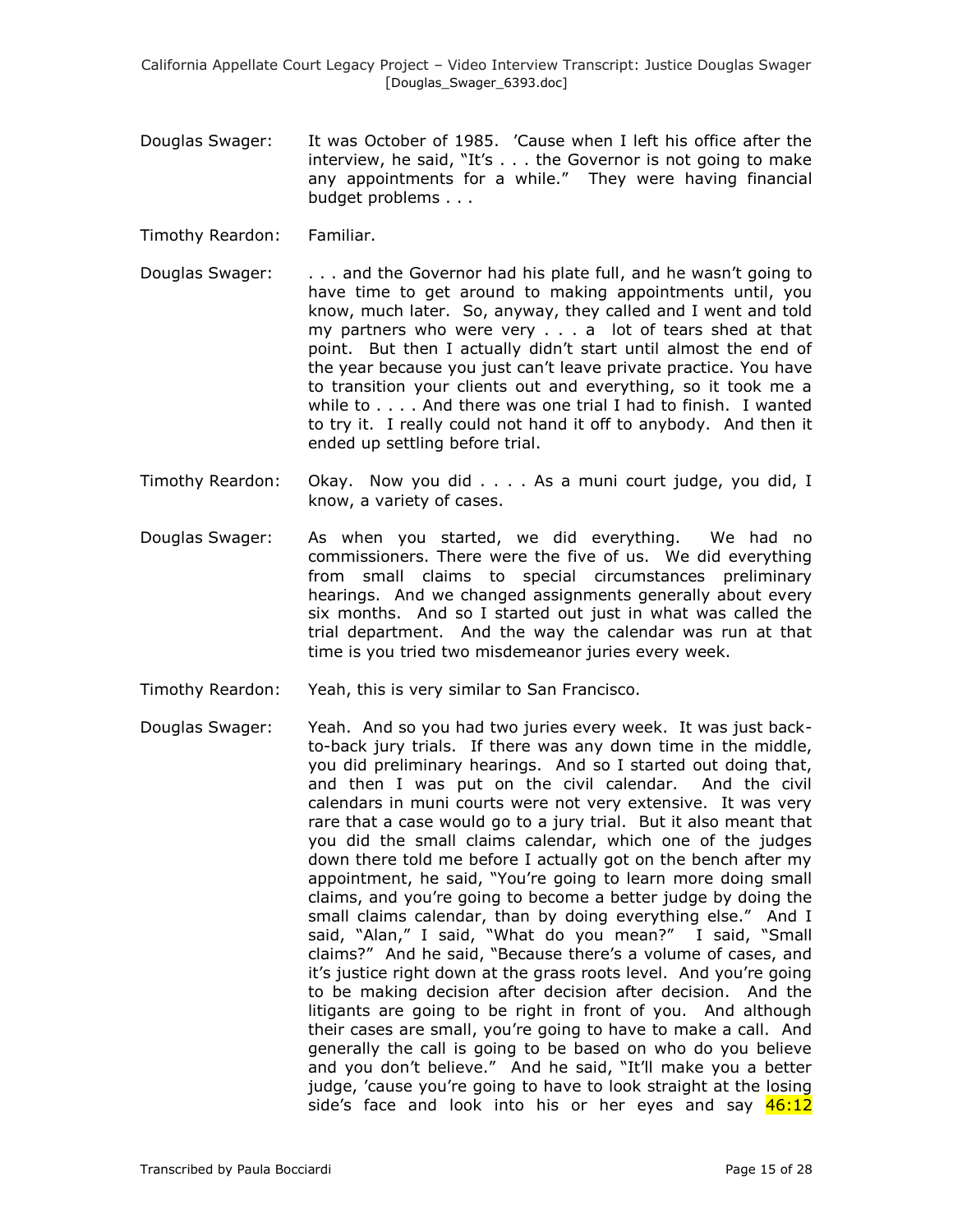Douglas Swager: It was October of 1985. 'Cause when I left his office after the interview, he said, "It's . . . the Governor is not going to make any appointments for a while." They were having financial budget problems . . .

Timothy Reardon: Familiar.

Douglas Swager: . . . and the Governor had his plate full, and he wasn't going to have time to get around to making appointments until, you know, much later. So, anyway, they called and I went and told my partners who were very . . . a lot of tears shed at that point. But then I actually didn't start until almost the end of the year because you just can't leave private practice. You have to transition your clients out and everything, so it took me a while to . . . . And there was one trial I had to finish. I wanted to try it. I really could not hand it off to anybody. And then it ended up settling before trial.

Timothy Reardon: Okay. Now you did . . . . As a muni court judge, you did, I know, a variety of cases.

Douglas Swager: As when you started, we did everything. We had no commissioners. There were the five of us. We did everything from small claims to special circumstances preliminary hearings. And we changed assignments generally about every six months. And so I started out just in what was called the trial department. And the way the calendar was run at that time is you tried two misdemeanor juries every week.

Timothy Reardon: Yeah, this is very similar to San Francisco.

Douglas Swager: Yeah. And so you had two juries every week. It was just back-to-back jury trials. If there was any down time in the middle, you did preliminary hearings. And so I started out doing that, and then I was put on the civil calendar. And the civil calendars in muni courts were not very extensive. It was very rare that a case would go to a jury trial. But it also meant that you did the small claims calendar, which one of the judges down there told me before I actually got on the bench after my appointment, he said, "You're going to learn more doing small claims, and you're going to become a better judge by doing the small claims calendar, than by doing everything else." And I said, "Alan," I said, "What do you mean?" I said, "Small claims?" And he said, "Because there's a volume of cases, and it's justice right down at the grass roots level. And you're going to be making decision after decision after decision. And the litigants are going to be right in front of you. And although their cases are small, you're going to have to make a call. And generally the call is going to be based on who do you believe and you don't believe." And he said, "It'll make you a better judge, 'cause you're going to have to look straight at the losing side's face and look into his or her eyes and say 46:12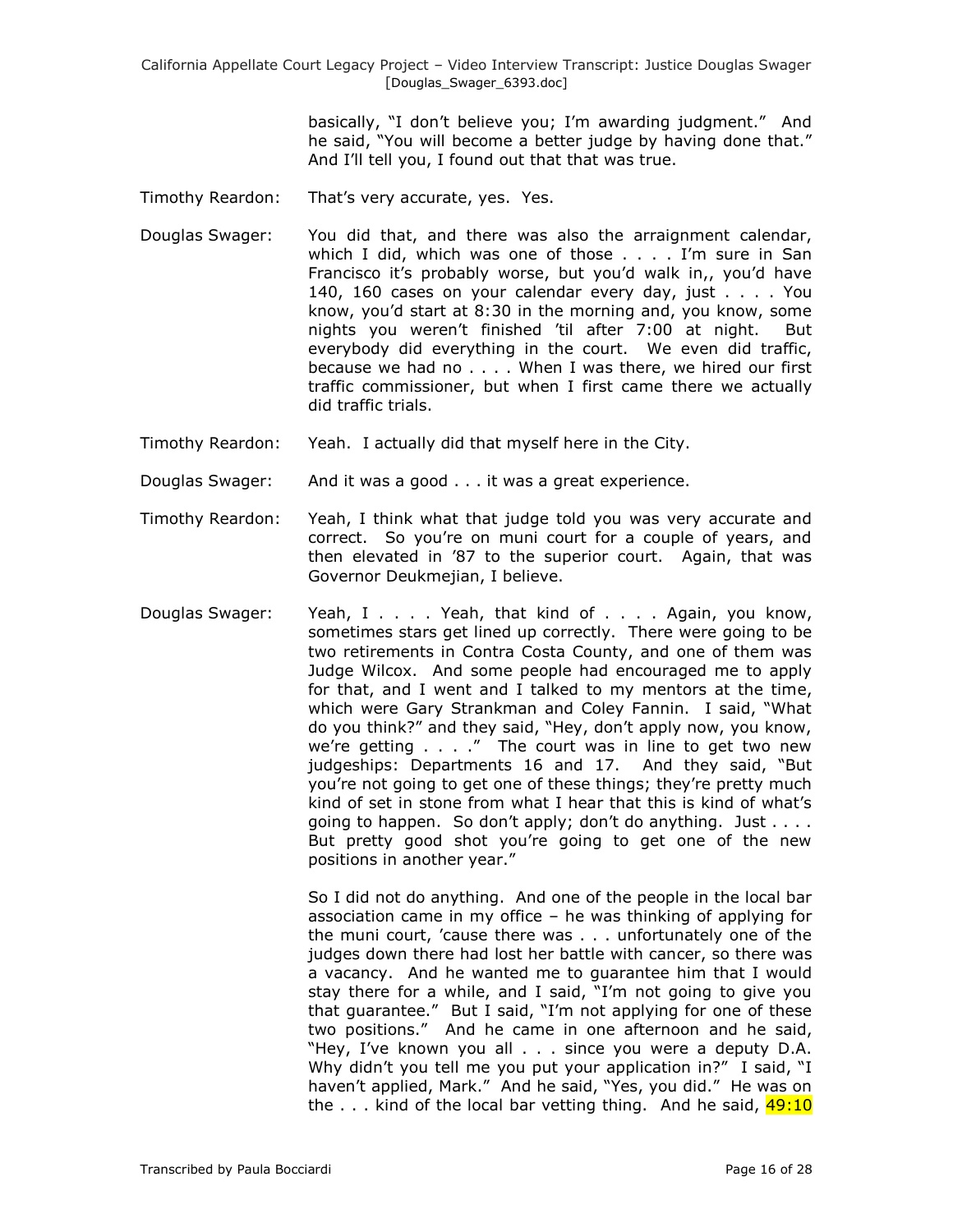basically, "I don't believe you; I'm awarding judgment." And he said, "You will become a better judge by having done that." And I'll tell you, I found out that that was true.

Timothy Reardon: That's very accurate, yes. Yes.

Douglas Swager: You did that, and there was also the arraignment calendar, which I did, which was one of those . . . . I'm sure in San Francisco it's probably worse, but you'd walk in,, you'd have 140, 160 cases on your calendar every day, just . . . . You know, you'd start at 8:30 in the morning and, you know, some nights you weren't finished 'til after 7:00 at night. But everybody did everything in the court. We even did traffic, because we had no . . . . When I was there, we hired our first traffic commissioner, but when I first came there we actually did traffic trials.

Timothy Reardon: Yeah. I actually did that myself here in the City.

Douglas Swager: And it was a good . . . it was a great experience.

Timothy Reardon: Yeah, I think what that judge told you was very accurate and correct. So you're on muni court for a couple of years, and then elevated in '87 to the superior court. Again, that was Governor Deukmejian, I believe.

Douglas Swager: Yeah, I . . . . Yeah, that kind of . . . . Again, you know, sometimes stars get lined up correctly. There were going to be two retirements in Contra Costa County, and one of them was Judge Wilcox. And some people had encouraged me to apply for that, and I went and I talked to my mentors at the time, which were Gary Strankman and Coley Fannin. I said, "What do you think?" and they said, "Hey, don't apply now, you know, we're getting . . . ." The court was in line to get two new judgeships: Departments 16 and 17. And they said, "But you're not going to get one of these things; they're pretty much kind of set in stone from what I hear that this is kind of what's going to happen. So don't apply; don't do anything. Just . . . . But pretty good shot you're going to get one of the new positions in another year."

So I did not do anything. And one of the people in the local bar association came in my office – he was thinking of applying for the muni court, 'cause there was . . . unfortunately one of the judges down there had lost her battle with cancer, so there was a vacancy. And he wanted me to guarantee him that I would stay there for a while, and I said, "I'm not going to give you that guarantee." But I said, "I'm not applying for one of these two positions." And he came in one afternoon and he said, "Hey, I've known you all . . . since you were a deputy D.A. Why didn't you tell me you put your application in?" I said, "I haven't applied, Mark." And he said, "Yes, you did." He was on the . . . kind of the local bar vetting thing. And he said, 49:10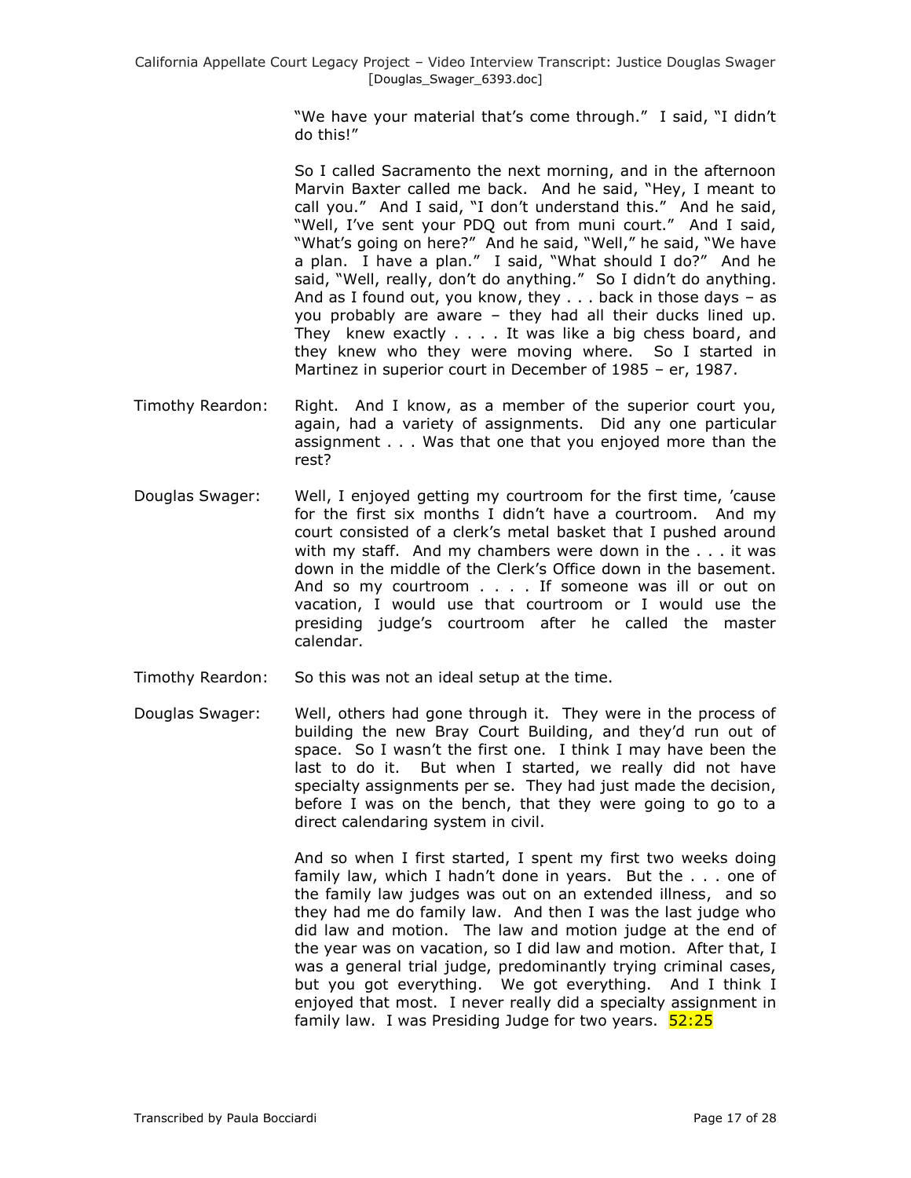"We have your material that's come through." I said, "I didn't do this!"

So I called Sacramento the next morning, and in the afternoon Marvin Baxter called me back. And he said, "Hey, I meant to call you." And I said, "I don't understand this." And he said, "Well, I've sent your PDQ out from muni court." And I said, "What's going on here?" And he said, "Well," he said, "We have a plan. I have a plan." I said, "What should I do?" And he said, "Well, really, don't do anything." So I didn't do anything. And as I found out, you know, they . . . back in those days – as you probably are aware – they had all their ducks lined up. They knew exactly . . . . It was like a big chess board, and they knew who they were moving where. So I started in Martinez in superior court in December of 1985 – er, 1987.

Timothy Reardon: Right. And I know, as a member of the superior court you, again, had a variety of assignments. Did any one particular assignment . . . Was that one that you enjoyed more than the rest?

Douglas Swager: Well, I enjoyed getting my courtroom for the first time, 'cause for the first six months I didn't have a courtroom. And my court consisted of a clerk's metal basket that I pushed around with my staff. And my chambers were down in the . . . it was down in the middle of the Clerk's Office down in the basement. And so my courtroom . . . . If someone was ill or out on vacation, I would use that courtroom or I would use the presiding judge's courtroom after he called the master calendar.

Timothy Reardon: So this was not an ideal setup at the time.

Douglas Swager: Well, others had gone through it. They were in the process of building the new Bray Court Building, and they'd run out of space. So I wasn't the first one. I think I may have been the last to do it. But when I started, we really did not have specialty assignments per se. They had just made the decision, before I was on the bench, that they were going to go to a direct calendaring system in civil.

And so when I first started, I spent my first two weeks doing family law, which I hadn't done in years. But the . . . one of the family law judges was out on an extended illness, and so they had me do family law. And then I was the last judge who did law and motion. The law and motion judge at the end of the year was on vacation, so I did law and motion. After that, I was a general trial judge, predominantly trying criminal cases, but you got everything. We got everything. And I think I enjoyed that most. I never really did a specialty assignment in family law. I was Presiding Judge for two years. 52:25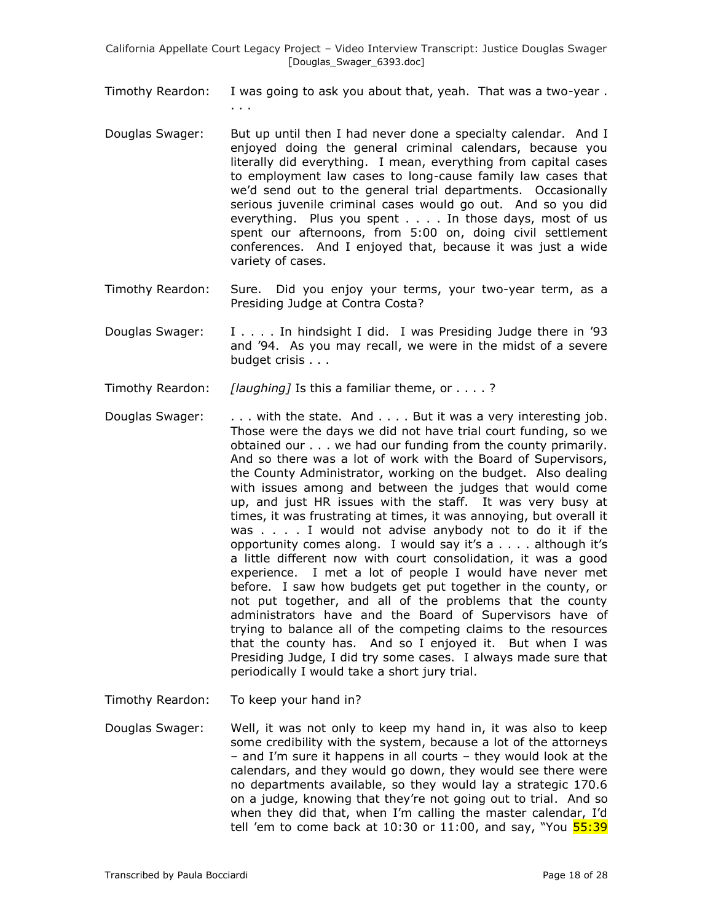Timothy Reardon: I was going to ask you about that, yeah. That was a two-year . . . .

Douglas Swager: But up until then I had never done a specialty calendar. And I enjoyed doing the general criminal calendars, because you literally did everything. I mean, everything from capital cases to employment law cases to long-cause family law cases that we'd send out to the general trial departments. Occasionally serious juvenile criminal cases would go out. And so you did everything. Plus you spent . . . . In those days, most of us spent our afternoons, from 5:00 on, doing civil settlement conferences. And I enjoyed that, because it was just a wide variety of cases.

Timothy Reardon: Sure. Did you enjoy your terms, your two-year term, as a Presiding Judge at Contra Costa?

Douglas Swager: I . . . . In hindsight I did. I was Presiding Judge there in '93 and '94. As you may recall, we were in the midst of a severe budget crisis . . .

Timothy Reardon: *[laughing]* Is this a familiar theme, or . . . . ?

Douglas Swager: . . . with the state. And . . . . But it was a very interesting job. Those were the days we did not have trial court funding, so we obtained our . . . we had our funding from the county primarily. And so there was a lot of work with the Board of Supervisors, the County Administrator, working on the budget. Also dealing with issues among and between the judges that would come up, and just HR issues with the staff. It was very busy at times, it was frustrating at times, it was annoying, but overall it was . . . . I would not advise anybody not to do it if the opportunity comes along. I would say it's a . . . . although it's a little different now with court consolidation, it was a good experience. I met a lot of people I would have never met before. I saw how budgets get put together in the county, or not put together, and all of the problems that the county administrators have and the Board of Supervisors have of trying to balance all of the competing claims to the resources that the county has. And so I enjoyed it. But when I was Presiding Judge, I did try some cases. I always made sure that periodically I would take a short jury trial.

Timothy Reardon: To keep your hand in?

Douglas Swager: Well, it was not only to keep my hand in, it was also to keep some credibility with the system, because a lot of the attorneys – and I'm sure it happens in all courts – they would look at the calendars, and they would go down, they would see there were no departments available, so they would lay a strategic 170.6 on a judge, knowing that they're not going out to trial. And so when they did that, when I'm calling the master calendar, I'd tell 'em to come back at 10:30 or 11:00, and say, "You 55:39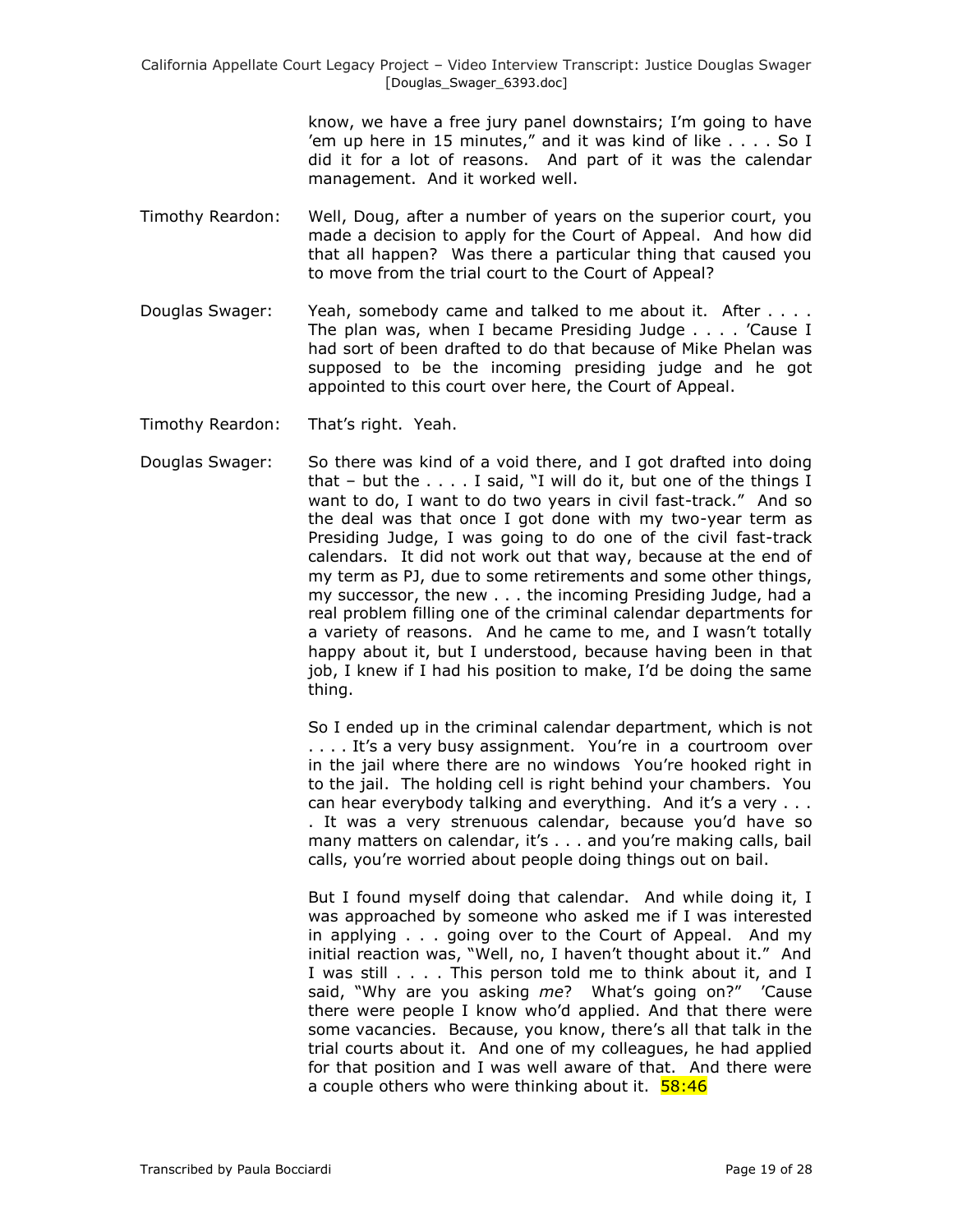know, we have a free jury panel downstairs; I'm going to have 'em up here in 15 minutes," and it was kind of like . . . . So I did it for a lot of reasons. And part of it was the calendar management. And it worked well.

Timothy Reardon: Well, Doug, after a number of years on the superior court, you made a decision to apply for the Court of Appeal. And how did that all happen? Was there a particular thing that caused you to move from the trial court to the Court of Appeal?

Douglas Swager: Yeah, somebody came and talked to me about it. After . . . . The plan was, when I became Presiding Judge . . . . 'Cause I had sort of been drafted to do that because of Mike Phelan was supposed to be the incoming presiding judge and he got appointed to this court over here, the Court of Appeal.

Timothy Reardon: That's right. Yeah.

Douglas Swager: So there was kind of a void there, and I got drafted into doing that – but the . . . . I said, "I will do it, but one of the things I want to do, I want to do two years in civil fast-track." And so the deal was that once I got done with my two-year term as Presiding Judge, I was going to do one of the civil fast-track calendars. It did not work out that way, because at the end of my term as PJ, due to some retirements and some other things, my successor, the new . . . the incoming Presiding Judge, had a real problem filling one of the criminal calendar departments for a variety of reasons. And he came to me, and I wasn't totally happy about it, but I understood, because having been in that job, I knew if I had his position to make, I'd be doing the same thing.

So I ended up in the criminal calendar department, which is not . . . . It's a very busy assignment. You're in a courtroom over in the jail where there are no windows You're hooked right in to the jail. The holding cell is right behind your chambers. You can hear everybody talking and everything. And it's a very . . . . It was a very strenuous calendar, because you'd have so many matters on calendar, it's . . . and you're making calls, bail calls, you're worried about people doing things out on bail.

But I found myself doing that calendar. And while doing it, I was approached by someone who asked me if I was interested in applying . . . going over to the Court of Appeal. And my initial reaction was, "Well, no, I haven't thought about it." And I was still . . . . This person told me to think about it, and I said, "Why are you asking *me*? What's going on?" 'Cause there were people I know who'd applied. And that there were some vacancies. Because, you know, there's all that talk in the trial courts about it. And one of my colleagues, he had applied for that position and I was well aware of that. And there were a couple others who were thinking about it. 58:46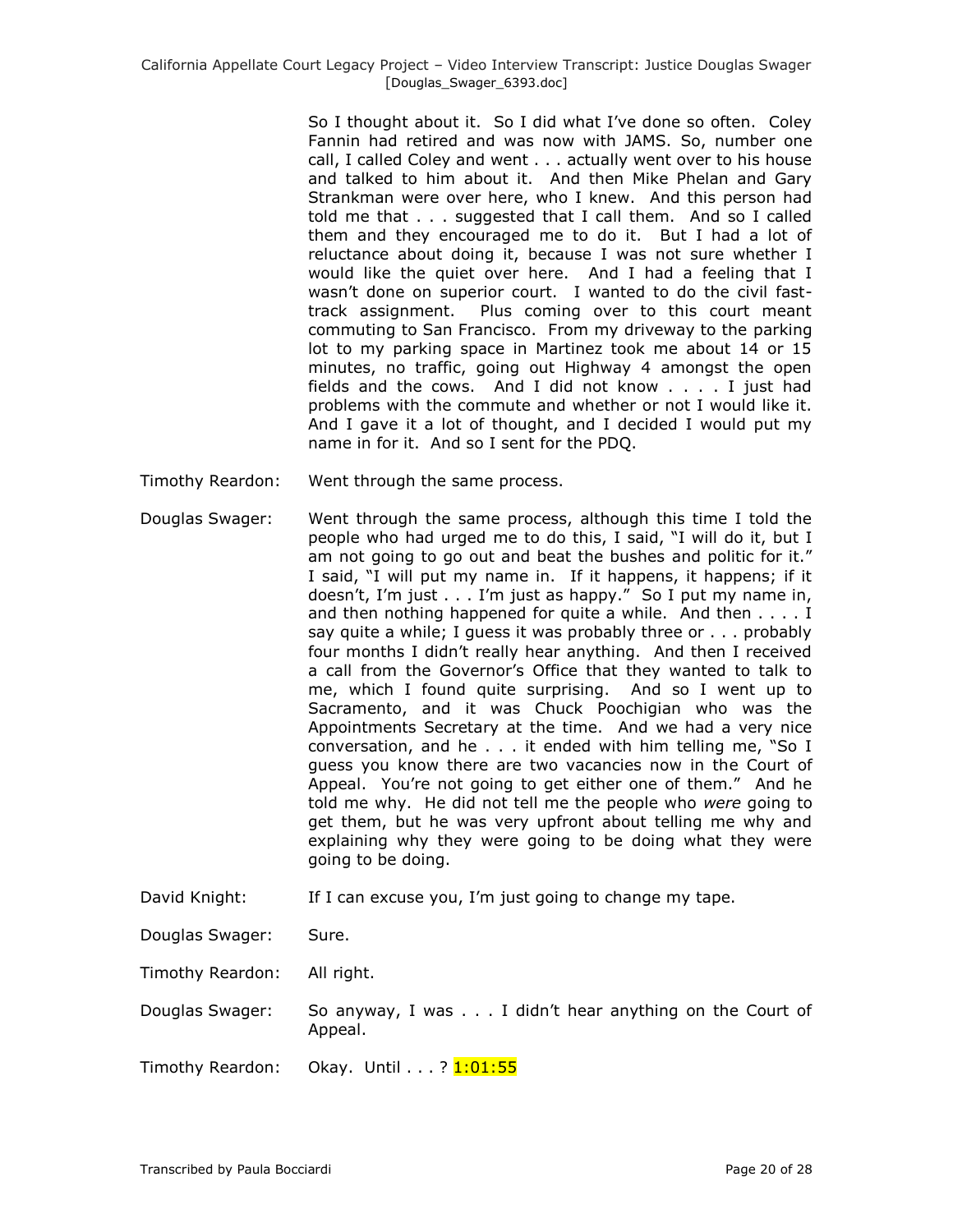So I thought about it. So I did what I've done so often. Coley Fannin had retired and was now with JAMS. So, number one call, I called Coley and went . . . actually went over to his house and talked to him about it. And then Mike Phelan and Gary Strankman were over here, who I knew. And this person had told me that . . . suggested that I call them. And so I called them and they encouraged me to do it. But I had a lot of reluctance about doing it, because I was not sure whether I would like the quiet over here. And I had a feeling that I wasn't done on superior court. I wanted to do the civil fast-track assignment. Plus coming over to this court meant commuting to San Francisco. From my driveway to the parking lot to my parking space in Martinez took me about 14 or 15 minutes, no traffic, going out Highway 4 amongst the open fields and the cows. And I did not know . . . . I just had problems with the commute and whether or not I would like it. And I gave it a lot of thought, and I decided I would put my name in for it. And so I sent for the PDQ.

Timothy Reardon: Went through the same process.

Douglas Swager: Went through the same process, although this time I told the people who had urged me to do this, I said, "I will do it, but I am not going to go out and beat the bushes and politic for it." I said, "I will put my name in. If it happens, it happens; if it doesn't, I'm just . . . I'm just as happy." So I put my name in, and then nothing happened for quite a while. And then . . . . I say quite a while; I guess it was probably three or . . . probably four months I didn't really hear anything. And then I received a call from the Governor's Office that they wanted to talk to me, which I found quite surprising. And so I went up to Sacramento, and it was Chuck Poochigian who was the Appointments Secretary at the time. And we had a very nice conversation, and he . . . it ended with him telling me, "So I guess you know there are two vacancies now in the Court of Appeal. You're not going to get either one of them." And he told me why. He did not tell me the people who *were* going to get them, but he was very upfront about telling me why and explaining why they were going to be doing what they were going to be doing.

David Knight: If I can excuse you, I'm just going to change my tape.

Douglas Swager: Sure.

Timothy Reardon: All right.

Douglas Swager: So anyway, I was . . . I didn't hear anything on the Court of Appeal.

Timothy Reardon: Okay. Until . . . ? 1:01:55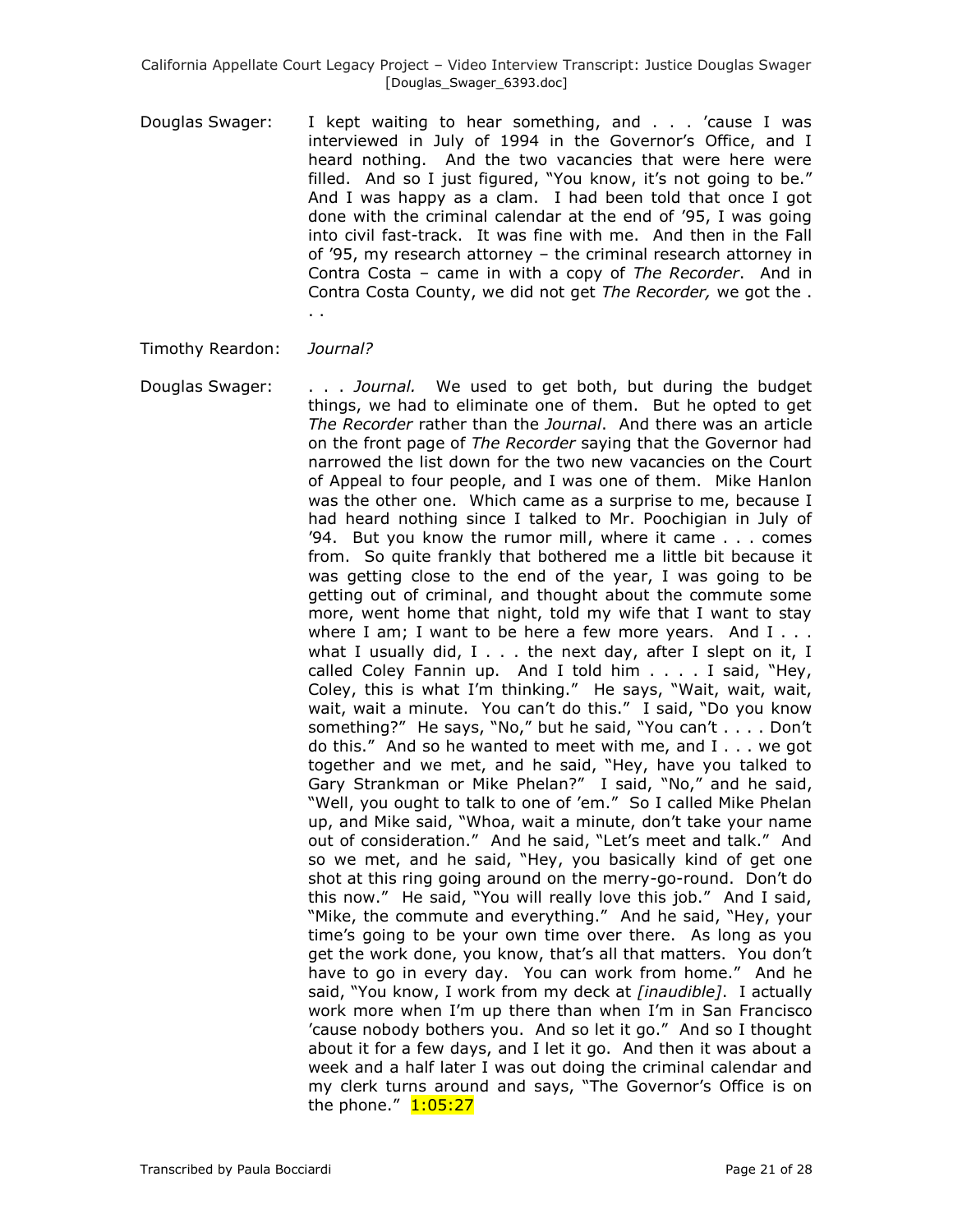Douglas Swager: I kept waiting to hear something, and . . . 'cause I was interviewed in July of 1994 in the Governor's Office, and I heard nothing. And the two vacancies that were here were filled. And so I just figured, "You know, it's not going to be." And I was happy as a clam. I had been told that once I got done with the criminal calendar at the end of '95, I was going into civil fast-track. It was fine with me. And then in the Fall of '95, my research attorney – the criminal research attorney in Contra Costa – came in with a copy of *The Recorder*. And in Contra Costa County, we did not get *The Recorder,* we got the . . .

Timothy Reardon: *Journal?*

Douglas Swager: . . . *Journal.* We used to get both, but during the budget things, we had to eliminate one of them. But he opted to get *The Recorder* rather than the *Journal*. And there was an article on the front page of *The Recorder* saying that the Governor had narrowed the list down for the two new vacancies on the Court of Appeal to four people, and I was one of them. Mike Hanlon was the other one. Which came as a surprise to me, because I had heard nothing since I talked to Mr. Poochigian in July of '94. But you know the rumor mill, where it came . . . comes from. So quite frankly that bothered me a little bit because it was getting close to the end of the year, I was going to be getting out of criminal, and thought about the commute some more, went home that night, told my wife that I want to stay where I am; I want to be here a few more years. And I . . . what I usually did, I . . . the next day, after I slept on it, I called Coley Fannin up. And I told him . . . . I said, "Hey, Coley, this is what I'm thinking." He says, "Wait, wait, wait, wait, wait a minute. You can't do this." I said, "Do you know something?" He says, "No," but he said, "You can't . . . . Don't do this." And so he wanted to meet with me, and I . . . we got together and we met, and he said, "Hey, have you talked to Gary Strankman or Mike Phelan?" I said, "No," and he said, "Well, you ought to talk to one of 'em." So I called Mike Phelan up, and Mike said, "Whoa, wait a minute, don't take your name out of consideration." And he said, "Let's meet and talk." And so we met, and he said, "Hey, you basically kind of get one shot at this ring going around on the merry-go-round. Don't do this now." He said, "You will really love this job." And I said, "Mike, the commute and everything." And he said, "Hey, your time's going to be your own time over there. As long as you get the work done, you know, that's all that matters. You don't have to go in every day. You can work from home." And he said, "You know, I work from my deck at *[inaudible]*. I actually work more when I'm up there than when I'm in San Francisco 'cause nobody bothers you. And so let it go." And so I thought about it for a few days, and I let it go. And then it was about a week and a half later I was out doing the criminal calendar and my clerk turns around and says, "The Governor's Office is on the phone." 1:05:27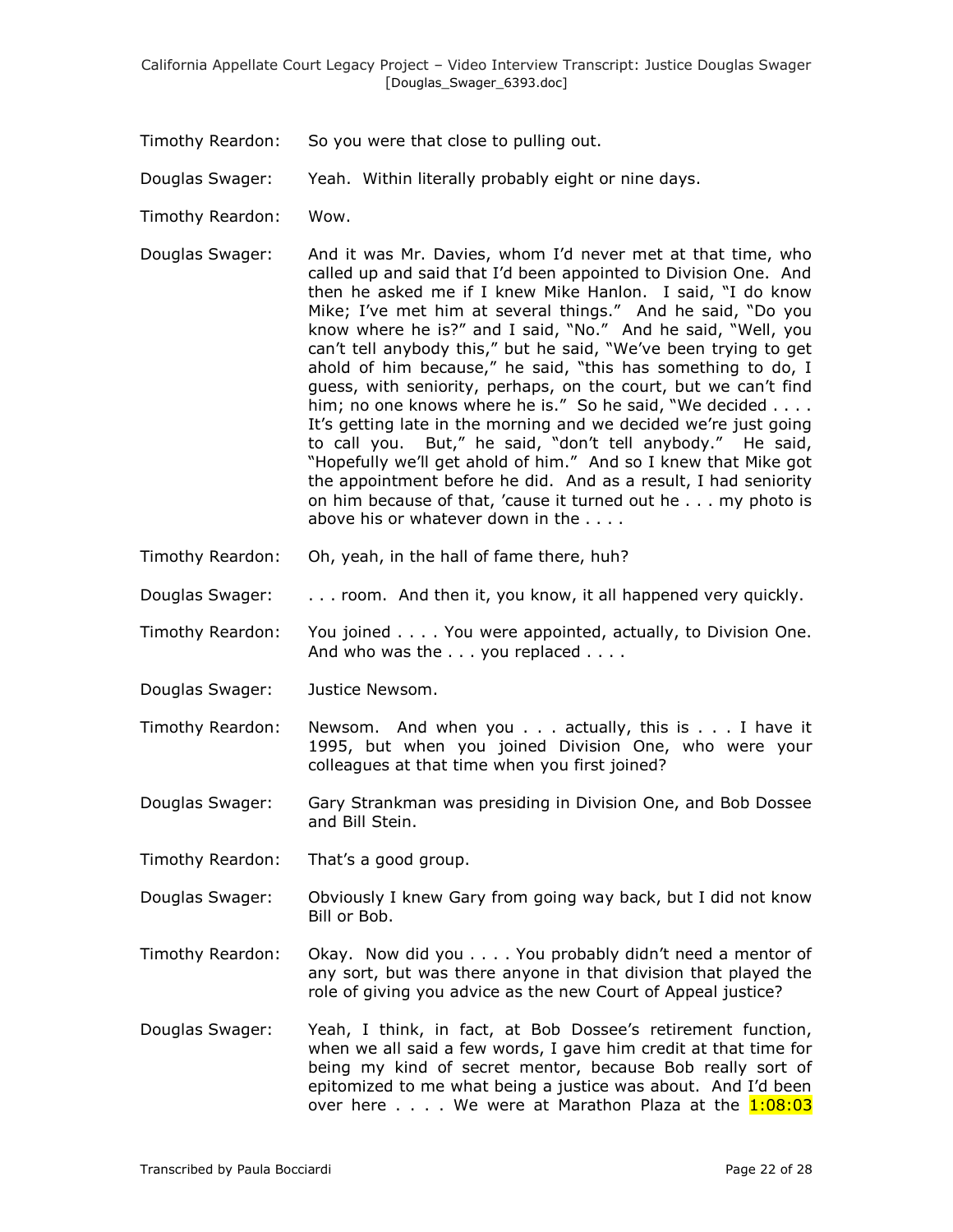Timothy Reardon: So you were that close to pulling out.

Douglas Swager: Yeah. Within literally probably eight or nine days.

Timothy Reardon: Wow.

Douglas Swager: And it was Mr. Davies, whom I'd never met at that time, who called up and said that I'd been appointed to Division One. And then he asked me if I knew Mike Hanlon. I said, "I do know Mike; I've met him at several things." And he said, "Do you know where he is?" and I said, "No." And he said, "Well, you can't tell anybody this," but he said, "We've been trying to get ahold of him because," he said, "this has something to do, I guess, with seniority, perhaps, on the court, but we can't find him; no one knows where he is." So he said, "We decided . . . . It's getting late in the morning and we decided we're just going to call you. But," he said, "don't tell anybody." He said, "Hopefully we'll get ahold of him." And so I knew that Mike got the appointment before he did. And as a result, I had seniority on him because of that, 'cause it turned out he . . . my photo is above his or whatever down in the . . . .

Timothy Reardon: Oh, yeah, in the hall of fame there, huh?

Douglas Swager: . . . room. And then it, you know, it all happened very quickly.

Timothy Reardon: You joined . . . . You were appointed, actually, to Division One. And who was the . . . you replaced . . . .

Douglas Swager: Justice Newsom.

Timothy Reardon: Newsom. And when you . . . actually, this is . . . I have it 1995, but when you joined Division One, who were your colleagues at that time when you first joined?

Douglas Swager: Gary Strankman was presiding in Division One, and Bob Dossee and Bill Stein.

Timothy Reardon: That's a good group.

Douglas Swager: Obviously I knew Gary from going way back, but I did not know Bill or Bob.

Timothy Reardon: Okay. Now did you . . . . You probably didn't need a mentor of any sort, but was there anyone in that division that played the role of giving you advice as the new Court of Appeal justice?

Douglas Swager: Yeah, I think, in fact, at Bob Dossee's retirement function, when we all said a few words, I gave him credit at that time for being my kind of secret mentor, because Bob really sort of epitomized to me what being a justice was about. And I'd been over here . . . . We were at Marathon Plaza at the 1:08:03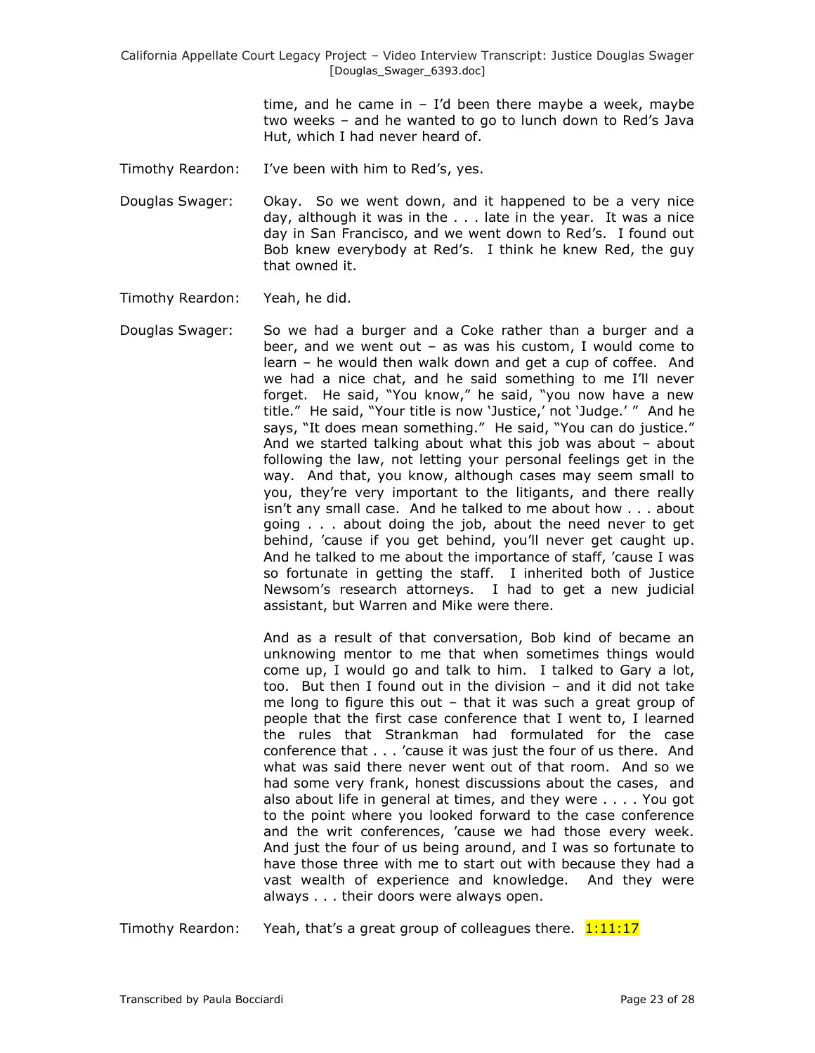time, and he came in – I'd been there maybe a week, maybe two weeks – and he wanted to go to lunch down to Red's Java Hut, which I had never heard of.

Timothy Reardon: I've been with him to Red's, yes.

Douglas Swager: Okay. So we went down, and it happened to be a very nice day, although it was in the . . . late in the year. It was a nice day in San Francisco, and we went down to Red's. I found out Bob knew everybody at Red's. I think he knew Red, the guy that owned it.

Timothy Reardon: Yeah, he did.

Douglas Swager: So we had a burger and a Coke rather than a burger and a beer, and we went out – as was his custom, I would come to learn – he would then walk down and get a cup of coffee. And we had a nice chat, and he said something to me I'll never forget. He said, "You know," he said, "you now have a new title." He said, "Your title is now 'Justice,' not 'Judge.' " And he says, "It does mean something." He said, "You can do justice." And we started talking about what this job was about – about following the law, not letting your personal feelings get in the way. And that, you know, although cases may seem small to you, they're very important to the litigants, and there really isn't any small case. And he talked to me about how . . . about going . . . about doing the job, about the need never to get behind, 'cause if you get behind, you'll never get caught up. And he talked to me about the importance of staff, 'cause I was so fortunate in getting the staff. I inherited both of Justice Newsom's research attorneys. I had to get a new judicial assistant, but Warren and Mike were there.

And as a result of that conversation, Bob kind of became an unknowing mentor to me that when sometimes things would come up, I would go and talk to him. I talked to Gary a lot, too. But then I found out in the division – and it did not take me long to figure this out – that it was such a great group of people that the first case conference that I went to, I learned the rules that Strankman had formulated for the case conference that . . . 'cause it was just the four of us there. And what was said there never went out of that room. And so we had some very frank, honest discussions about the cases, and also about life in general at times, and they were . . . . You got to the point where you looked forward to the case conference and the writ conferences, 'cause we had those every week. And just the four of us being around, and I was so fortunate to have those three with me to start out with because they had a vast wealth of experience and knowledge. And they were always . . . their doors were always open.

Timothy Reardon: Yeah, that's a great group of colleagues there. 1:11:17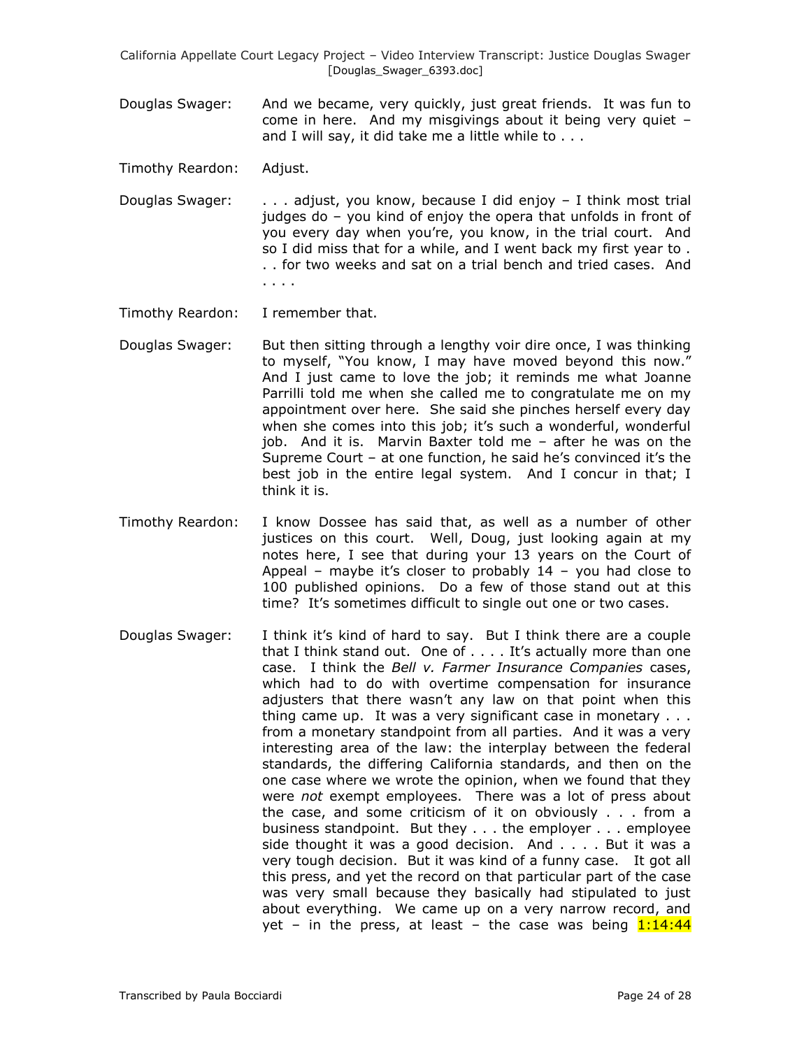Douglas Swager: And we became, very quickly, just great friends. It was fun to come in here. And my misgivings about it being very quiet – and I will say, it did take me a little while to . . .

Timothy Reardon: Adjust.

Douglas Swager: . . . adjust, you know, because I did enjoy – I think most trial judges do – you kind of enjoy the opera that unfolds in front of you every day when you're, you know, in the trial court. And so I did miss that for a while, and I went back my first year to . . . for two weeks and sat on a trial bench and tried cases. And . . . .

Timothy Reardon: I remember that.

Douglas Swager: But then sitting through a lengthy voir dire once, I was thinking to myself, "You know, I may have moved beyond this now." And I just came to love the job; it reminds me what Joanne Parrilli told me when she called me to congratulate me on my appointment over here. She said she pinches herself every day when she comes into this job; it's such a wonderful, wonderful job. And it is. Marvin Baxter told me – after he was on the Supreme Court – at one function, he said he's convinced it's the best job in the entire legal system. And I concur in that; I think it is.

Timothy Reardon: I know Dossee has said that, as well as a number of other justices on this court. Well, Doug, just looking again at my notes here, I see that during your 13 years on the Court of Appeal – maybe it's closer to probably 14 – you had close to 100 published opinions. Do a few of those stand out at this time? It's sometimes difficult to single out one or two cases.

Douglas Swager: I think it's kind of hard to say. But I think there are a couple that I think stand out. One of . . . . It's actually more than one case. I think the *Bell v. Farmer Insurance Companies* cases, which had to do with overtime compensation for insurance adjusters that there wasn't any law on that point when this thing came up. It was a very significant case in monetary . . . from a monetary standpoint from all parties. And it was a very interesting area of the law: the interplay between the federal standards, the differing California standards, and then on the one case where we wrote the opinion, when we found that they were *not* exempt employees. There was a lot of press about the case, and some criticism of it on obviously . . . from a business standpoint. But they . . . the employer . . . employee side thought it was a good decision. And . . . . But it was a very tough decision. But it was kind of a funny case. It got all this press, and yet the record on that particular part of the case was very small because they basically had stipulated to just about everything. We came up on a very narrow record, and yet – in the press, at least – the case was being 1:14:44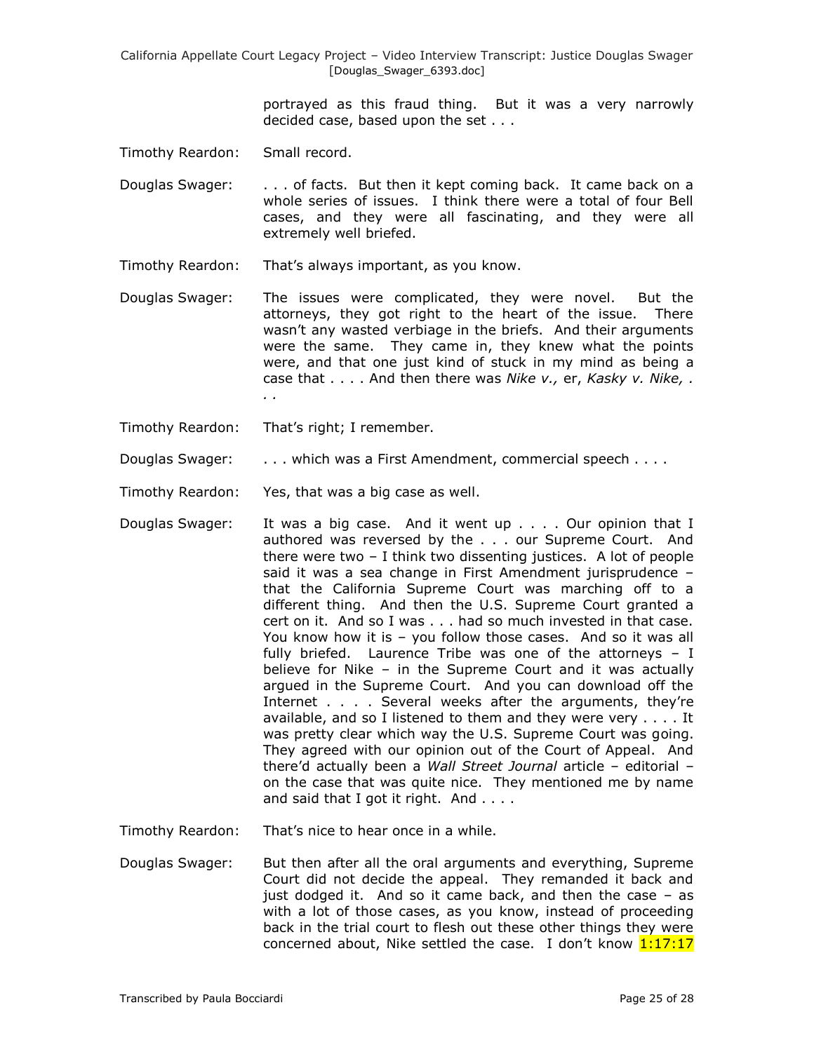portrayed as this fraud thing. But it was a very narrowly decided case, based upon the set . . .

Timothy Reardon: Small record.

Douglas Swager: . . . of facts. But then it kept coming back. It came back on a whole series of issues. I think there were a total of four Bell cases, and they were all fascinating, and they were all extremely well briefed.

Timothy Reardon: That's always important, as you know.

Douglas Swager: The issues were complicated, they were novel. But the attorneys, they got right to the heart of the issue. There wasn't any wasted verbiage in the briefs. And their arguments were the same. They came in, they knew what the points were, and that one just kind of stuck in my mind as being a case that . . . . And then there was *Nike v.,* er, *Kasky v. Nike*, . . .

Timothy Reardon: That's right; I remember.

Douglas Swager: . . . which was a First Amendment, commercial speech . . . .

Timothy Reardon: Yes, that was a big case as well.

Douglas Swager: It was a big case. And it went up . . . . Our opinion that I authored was reversed by the . . . our Supreme Court. And there were two – I think two dissenting justices. A lot of people said it was a sea change in First Amendment jurisprudence – that the California Supreme Court was marching off to a different thing. And then the U.S. Supreme Court granted a cert on it. And so I was . . . had so much invested in that case. You know how it is – you follow those cases. And so it was all fully briefed. Laurence Tribe was one of the attorneys – I believe for Nike – in the Supreme Court and it was actually argued in the Supreme Court. And you can download off the Internet . . . . Several weeks after the arguments, they're available, and so I listened to them and they were very . . . . It was pretty clear which way the U.S. Supreme Court was going. They agreed with our opinion out of the Court of Appeal. And there'd actually been a *Wall Street Journal* article – editorial – on the case that was quite nice. They mentioned me by name and said that I got it right. And . . . .

Timothy Reardon: That's nice to hear once in a while.

Douglas Swager: But then after all the oral arguments and everything, Supreme Court did not decide the appeal. They remanded it back and just dodged it. And so it came back, and then the case – as with a lot of those cases, as you know, instead of proceeding back in the trial court to flesh out these other things they were concerned about, Nike settled the case. I don't know 1:17:17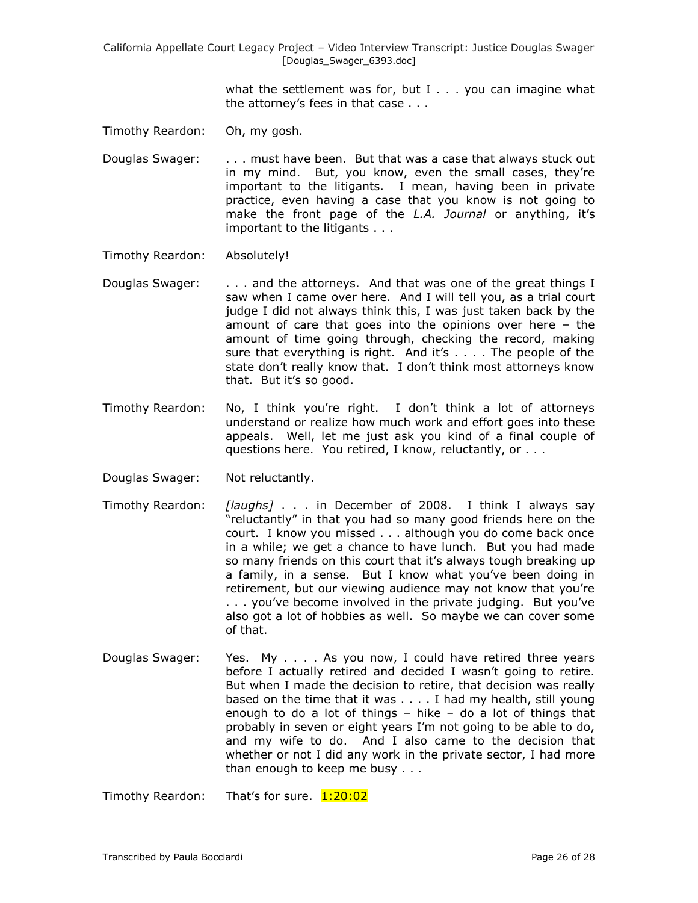what the settlement was for, but I . . . you can imagine what the attorney's fees in that case . . .

Timothy Reardon: Oh, my gosh.

Douglas Swager: . . . must have been. But that was a case that always stuck out in my mind. But, you know, even the small cases, they're important to the litigants. I mean, having been in private practice, even having a case that you know is not going to make the front page of the *L.A. Journal* or anything, it's important to the litigants . . .

Timothy Reardon: Absolutely!

Douglas Swager: . . . and the attorneys. And that was one of the great things I saw when I came over here. And I will tell you, as a trial court judge I did not always think this, I was just taken back by the amount of care that goes into the opinions over here – the amount of time going through, checking the record, making sure that everything is right. And it's . . . . The people of the state don't really know that. I don't think most attorneys know that. But it's so good.

Timothy Reardon: No, I think you're right. I don't think a lot of attorneys understand or realize how much work and effort goes into these appeals. Well, let me just ask you kind of a final couple of questions here. You retired, I know, reluctantly, or . . .

Douglas Swager: Not reluctantly.

Timothy Reardon: *[laughs]* . . . in December of 2008. I think I always say "reluctantly" in that you had so many good friends here on the court. I know you missed . . . although you do come back once in a while; we get a chance to have lunch. But you had made so many friends on this court that it's always tough breaking up a family, in a sense. But I know what you've been doing in retirement, but our viewing audience may not know that you're . . . you've become involved in the private judging. But you've also got a lot of hobbies as well. So maybe we can cover some of that.

Douglas Swager: Yes. My . . . . As you now, I could have retired three years before I actually retired and decided I wasn't going to retire. But when I made the decision to retire, that decision was really based on the time that it was . . . . I had my health, still young enough to do a lot of things – hike – do a lot of things that probably in seven or eight years I'm not going to be able to do, and my wife to do. And I also came to the decision that whether or not I did any work in the private sector, I had more than enough to keep me busy . . .

Timothy Reardon: That's for sure. 1:20:02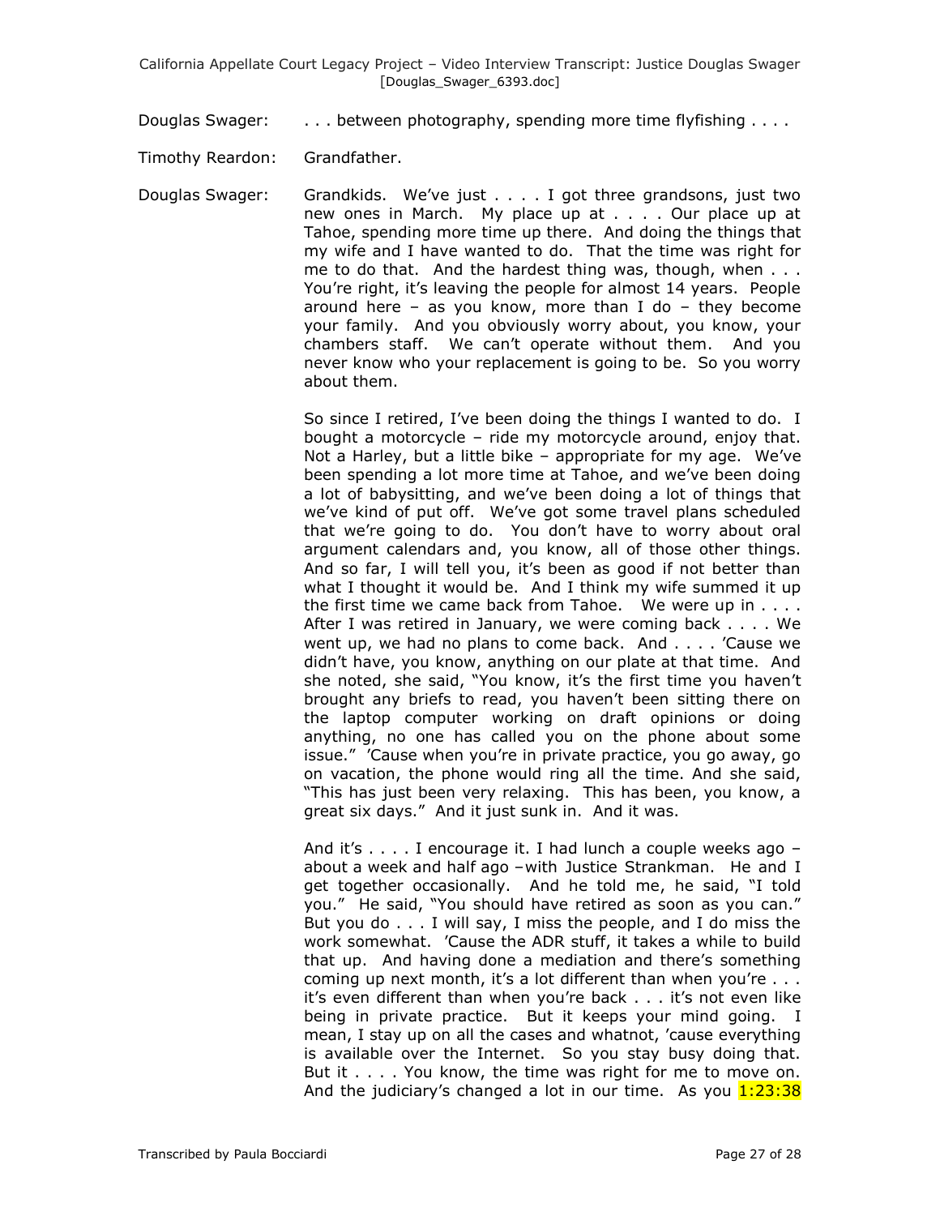Douglas Swager: . . . between photography, spending more time flyfishing . . . .

Timothy Reardon: Grandfather.

Douglas Swager: Grandkids. We've just . . . . I got three grandsons, just two new ones in March. My place up at . . . . Our place up at Tahoe, spending more time up there. And doing the things that my wife and I have wanted to do. That the time was right for me to do that. And the hardest thing was, though, when . . . You're right, it's leaving the people for almost 14 years. People around here – as you know, more than I do – they become your family. And you obviously worry about, you know, your chambers staff. We can't operate without them. And you never know who your replacement is going to be. So you worry about them.

So since I retired, I've been doing the things I wanted to do. I bought a motorcycle – ride my motorcycle around, enjoy that. Not a Harley, but a little bike – appropriate for my age. We've been spending a lot more time at Tahoe, and we've been doing a lot of babysitting, and we've been doing a lot of things that we've kind of put off. We've got some travel plans scheduled that we're going to do. You don't have to worry about oral argument calendars and, you know, all of those other things. And so far, I will tell you, it's been as good if not better than what I thought it would be. And I think my wife summed it up the first time we came back from Tahoe. We were up in . . . . After I was retired in January, we were coming back . . . . We went up, we had no plans to come back. And . . . . 'Cause we didn't have, you know, anything on our plate at that time. And she noted, she said, "You know, it's the first time you haven't brought any briefs to read, you haven't been sitting there on the laptop computer working on draft opinions or doing anything, no one has called you on the phone about some issue." 'Cause when you're in private practice, you go away, go on vacation, the phone would ring all the time. And she said, "This has just been very relaxing. This has been, you know, a great six days." And it just sunk in. And it was.

And it's . . . . I encourage it. I had lunch a couple weeks ago – about a week and half ago –with Justice Strankman. He and I get together occasionally. And he told me, he said, "I told you." He said, "You should have retired as soon as you can." But you do . . . I will say, I miss the people, and I do miss the work somewhat. 'Cause the ADR stuff, it takes a while to build that up. And having done a mediation and there's something coming up next month, it's a lot different than when you're . . . it's even different than when you're back . . . it's not even like being in private practice. But it keeps your mind going. I mean, I stay up on all the cases and whatnot, 'cause everything is available over the Internet. So you stay busy doing that. But it . . . . You know, the time was right for me to move on. And the judiciary's changed a lot in our time. As you 1:23:38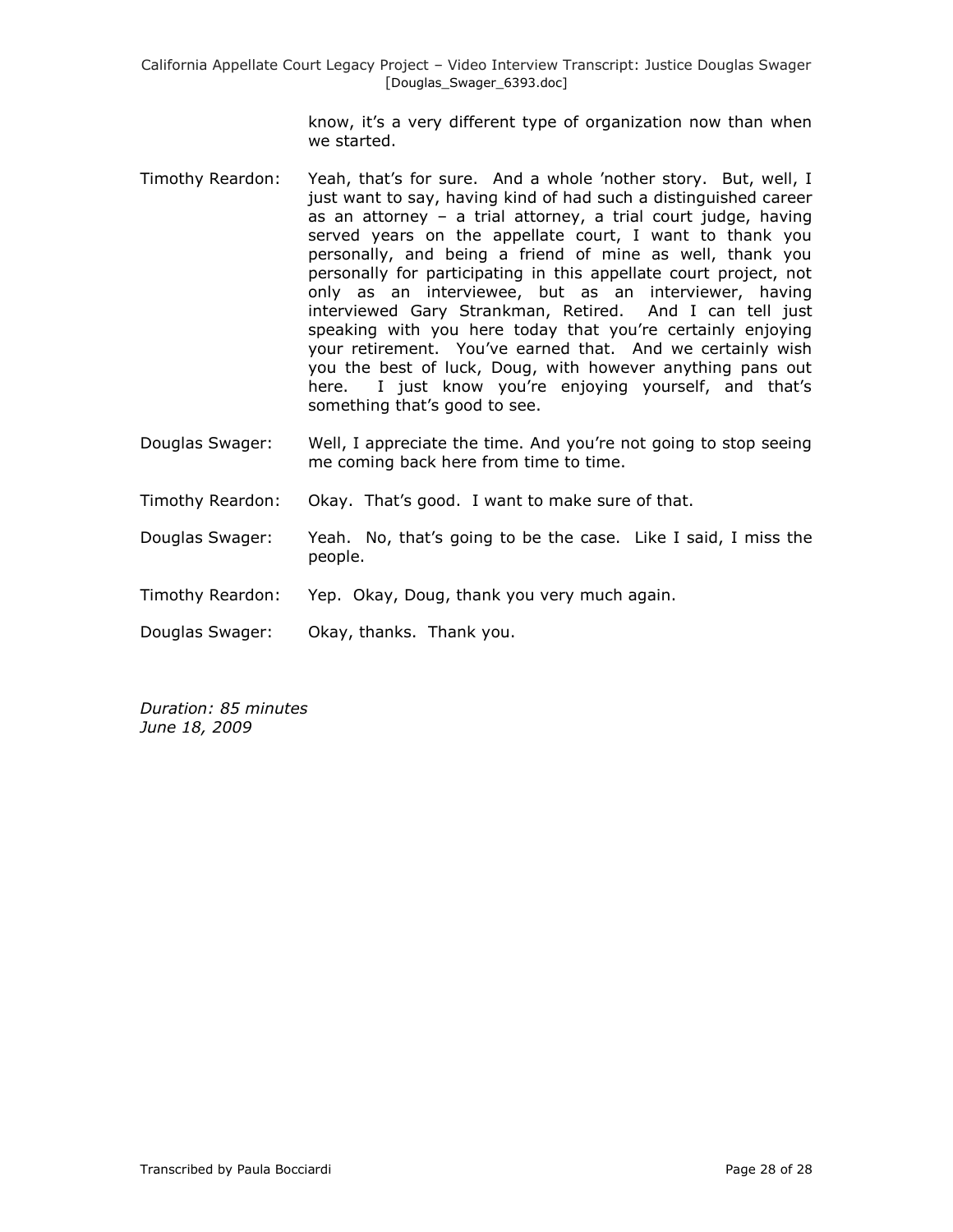know, it's a very different type of organization now than when we started.

Timothy Reardon: Yeah, that's for sure. And a whole 'nother story. But, well, I just want to say, having kind of had such a distinguished career as an attorney – a trial attorney, a trial court judge, having served years on the appellate court, I want to thank you personally, and being a friend of mine as well, thank you personally for participating in this appellate court project, not only as an interviewee, but as an interviewer, having interviewed Gary Strankman, Retired. And I can tell just speaking with you here today that you're certainly enjoying your retirement. You've earned that. And we certainly wish you the best of luck, Doug, with however anything pans out here. I just know you're enjoying yourself, and that's something that's good to see.

Douglas Swager: Well, I appreciate the time. And you're not going to stop seeing me coming back here from time to time.

Timothy Reardon: Okay. That's good. I want to make sure of that.

Douglas Swager: Yeah. No, that's going to be the case. Like I said, I miss the people.

Timothy Reardon: Yep. Okay, Doug, thank you very much again.

Douglas Swager: Okay, thanks. Thank you.

*Duration: 85 minutes*
*June 18, 2009*

Transcribed by Paula Bocciardi